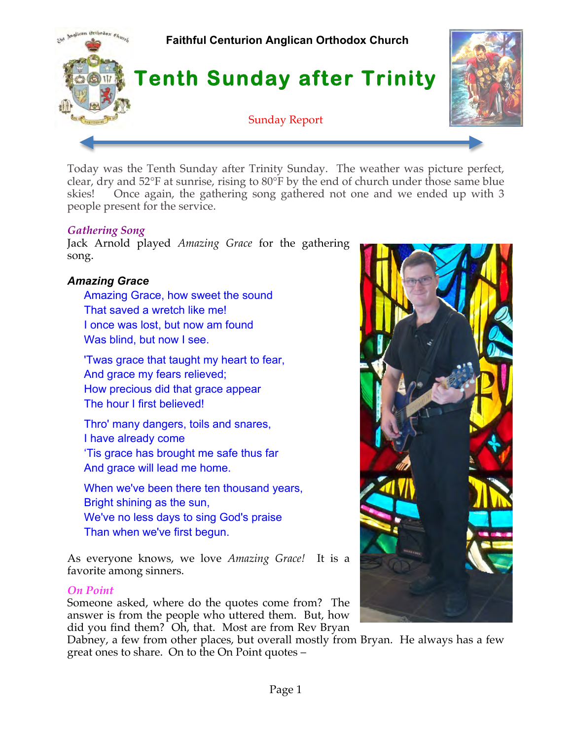Faithful Centurion Anglican Orthodox Church

# Tenth Sunday after Trinity

Sunday Report

Today was the Tenth Sunday after Trinity Sunday. The weather was picture perfect, clear, dry and 52°F at sunrise, rising to 80°F by the end of church under those same blue skies! Once again, the gathering song gathered not one and we ended up with 3 people present for the service.

### *Gathering Song*

Jack Arnold played *Amazing Grace* for the gathering song.

#### ***Amazing Grace***

Amazing Grace, how sweet the sound
That saved a wretch like me!
I once was lost, but now am found
Was blind, but now I see.

'Twas grace that taught my heart to fear,
And grace my fears relieved;
How precious did that grace appear
The hour I first believed!

Thro' many dangers, toils and snares,
I have already come
'Tis grace has brought me safe thus far
And grace will lead me home.

When we've been there ten thousand years,
Bright shining as the sun,
We've no less days to sing God's praise
Than when we've first begun.

As everyone knows, we love *Amazing Grace!* It is a favorite among sinners.

### *On Point*

Someone asked, where do the quotes come from? The answer is from the people who uttered them. But, how did you find them? Oh, that. Most are from Rev Bryan Dabney, a few from other places, but overall mostly from Bryan. He always has a few great ones to share. On to the On Point quotes –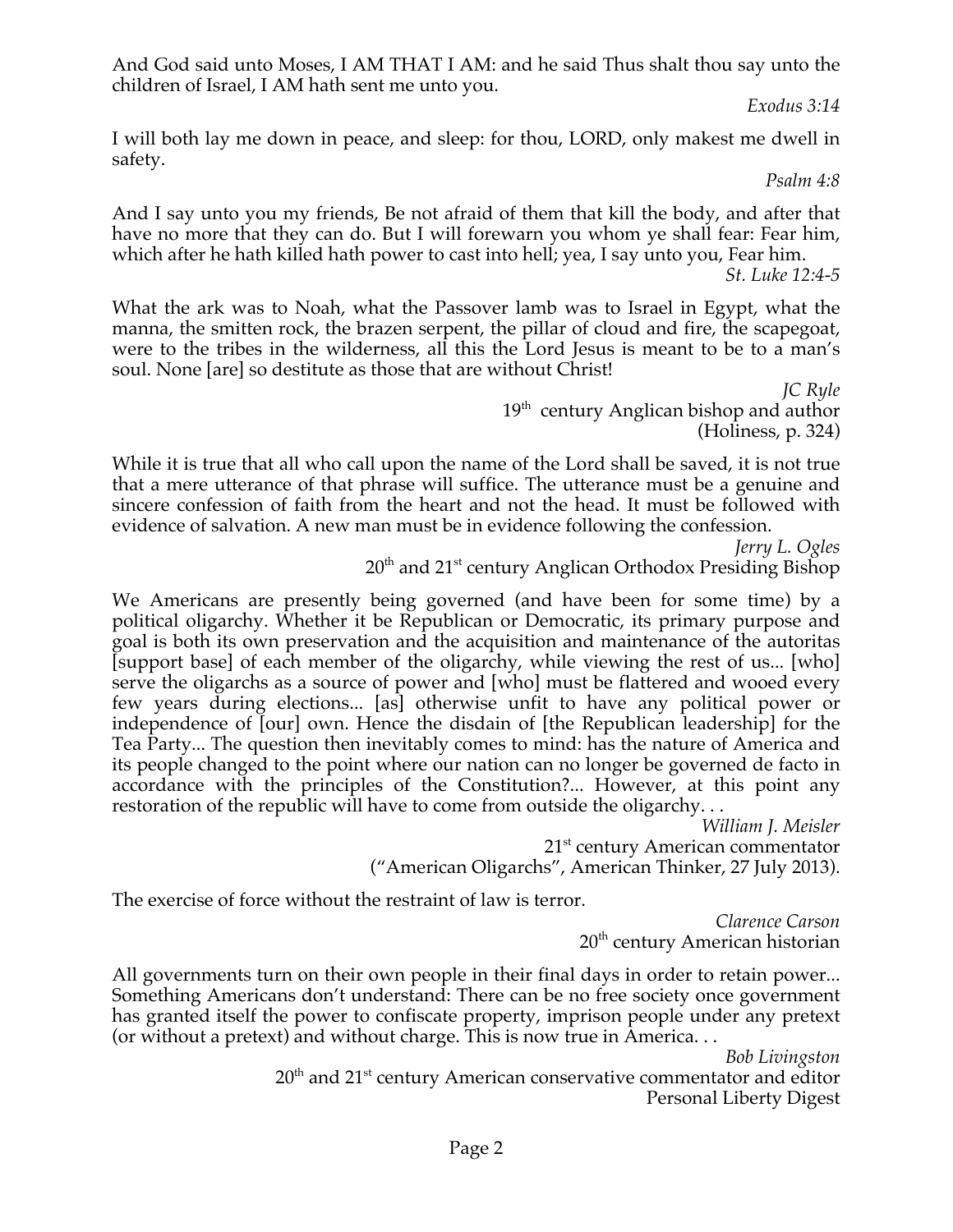And God said unto Moses, I AM THAT I AM: and he said Thus shalt thou say unto the children of Israel, I AM hath sent me unto you.

*Exodus 3:14*

I will both lay me down in peace, and sleep: for thou, LORD, only makest me dwell in safety.

*Psalm 4:8*

And I say unto you my friends, Be not afraid of them that kill the body, and after that have no more that they can do. But I will forewarn you whom ye shall fear: Fear him, which after he hath killed hath power to cast into hell; yea, I say unto you, Fear him.

*St. Luke 12:4-5*

What the ark was to Noah, what the Passover lamb was to Israel in Egypt, what the manna, the smitten rock, the brazen serpent, the pillar of cloud and fire, the scapegoat, were to the tribes in the wilderness, all this the Lord Jesus is meant to be to a man's soul. None [are] so destitute as those that are without Christ!

*JC Ryle*
19th century Anglican bishop and author
(Holiness, p. 324)

While it is true that all who call upon the name of the Lord shall be saved, it is not true that a mere utterance of that phrase will suffice. The utterance must be a genuine and sincere confession of faith from the heart and not the head. It must be followed with evidence of salvation. A new man must be in evidence following the confession.

*Jerry L. Ogles*
20th and 21st century Anglican Orthodox Presiding Bishop

We Americans are presently being governed (and have been for some time) by a political oligarchy. Whether it be Republican or Democratic, its primary purpose and goal is both its own preservation and the acquisition and maintenance of the autoritas [support base] of each member of the oligarchy, while viewing the rest of us... [who] serve the oligarchs as a source of power and [who] must be flattered and wooed every few years during elections... [as] otherwise unfit to have any political power or independence of [our] own. Hence the disdain of [the Republican leadership] for the Tea Party... The question then inevitably comes to mind: has the nature of America and its people changed to the point where our nation can no longer be governed de facto in accordance with the principles of the Constitution?... However, at this point any restoration of the republic will have to come from outside the oligarchy. . .

*William J. Meisler*
21st century American commentator
("American Oligarchs", American Thinker, 27 July 2013).

The exercise of force without the restraint of law is terror.

*Clarence Carson*
20th century American historian

All governments turn on their own people in their final days in order to retain power... Something Americans don't understand: There can be no free society once government has granted itself the power to confiscate property, imprison people under any pretext (or without a pretext) and without charge. This is now true in America. . .

*Bob Livingston*
20th and 21st century American conservative commentator and editor
Personal Liberty Digest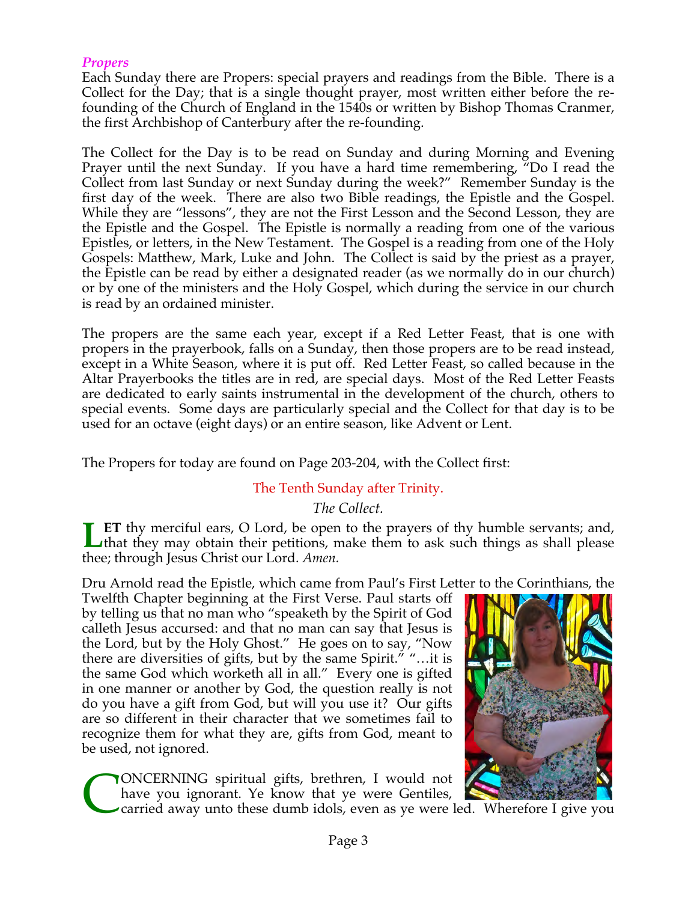### *Propers*

Each Sunday there are Propers: special prayers and readings from the Bible. There is a Collect for the Day; that is a single thought prayer, most written either before the re-founding of the Church of England in the 1540s or written by Bishop Thomas Cranmer, the first Archbishop of Canterbury after the re-founding.

The Collect for the Day is to be read on Sunday and during Morning and Evening Prayer until the next Sunday. If you have a hard time remembering, "Do I read the Collect from last Sunday or next Sunday during the week?" Remember Sunday is the first day of the week. There are also two Bible readings, the Epistle and the Gospel. While they are "lessons", they are not the First Lesson and the Second Lesson, they are the Epistle and the Gospel. The Epistle is normally a reading from one of the various Epistles, or letters, in the New Testament. The Gospel is a reading from one of the Holy Gospels: Matthew, Mark, Luke and John. The Collect is said by the priest as a prayer, the Epistle can be read by either a designated reader (as we normally do in our church) or by one of the ministers and the Holy Gospel, which during the service in our church is read by an ordained minister.

The propers are the same each year, except if a Red Letter Feast, that is one with propers in the prayerbook, falls on a Sunday, then those propers are to be read instead, except in a White Season, where it is put off. Red Letter Feast, so called because in the Altar Prayerbooks the titles are in red, are special days. Most of the Red Letter Feasts are dedicated to early saints instrumental in the development of the church, others to special events. Some days are particularly special and the Collect for that day is to be used for an octave (eight days) or an entire season, like Advent or Lent.

The Propers for today are found on Page 203-204, with the Collect first:

The Tenth Sunday after Trinity.

*The Collect.*

**LET** thy merciful ears, O Lord, be open to the prayers of thy humble servants; and, that they may obtain their petitions, make them to ask such things as shall please thee; through Jesus Christ our Lord. *Amen.*

Dru Arnold read the Epistle, which came from Paul's First Letter to the Corinthians, the Twelfth Chapter beginning at the First Verse. Paul starts off by telling us that no man who "speaketh by the Spirit of God calleth Jesus accursed: and that no man can say that Jesus is the Lord, but by the Holy Ghost." He goes on to say, "Now there are diversities of gifts, but by the same Spirit." "…it is the same God which worketh all in all." Every one is gifted in one manner or another by God, the question really is not do you have a gift from God, but will you use it? Our gifts are so different in their character that we sometimes fail to recognize them for what they are, gifts from God, meant to be used, not ignored.

CONCERNING spiritual gifts, brethren, I would not have you ignorant. Ye know that ye were Gentiles, carried away unto these dumb idols, even as ye were led. Wherefore I give you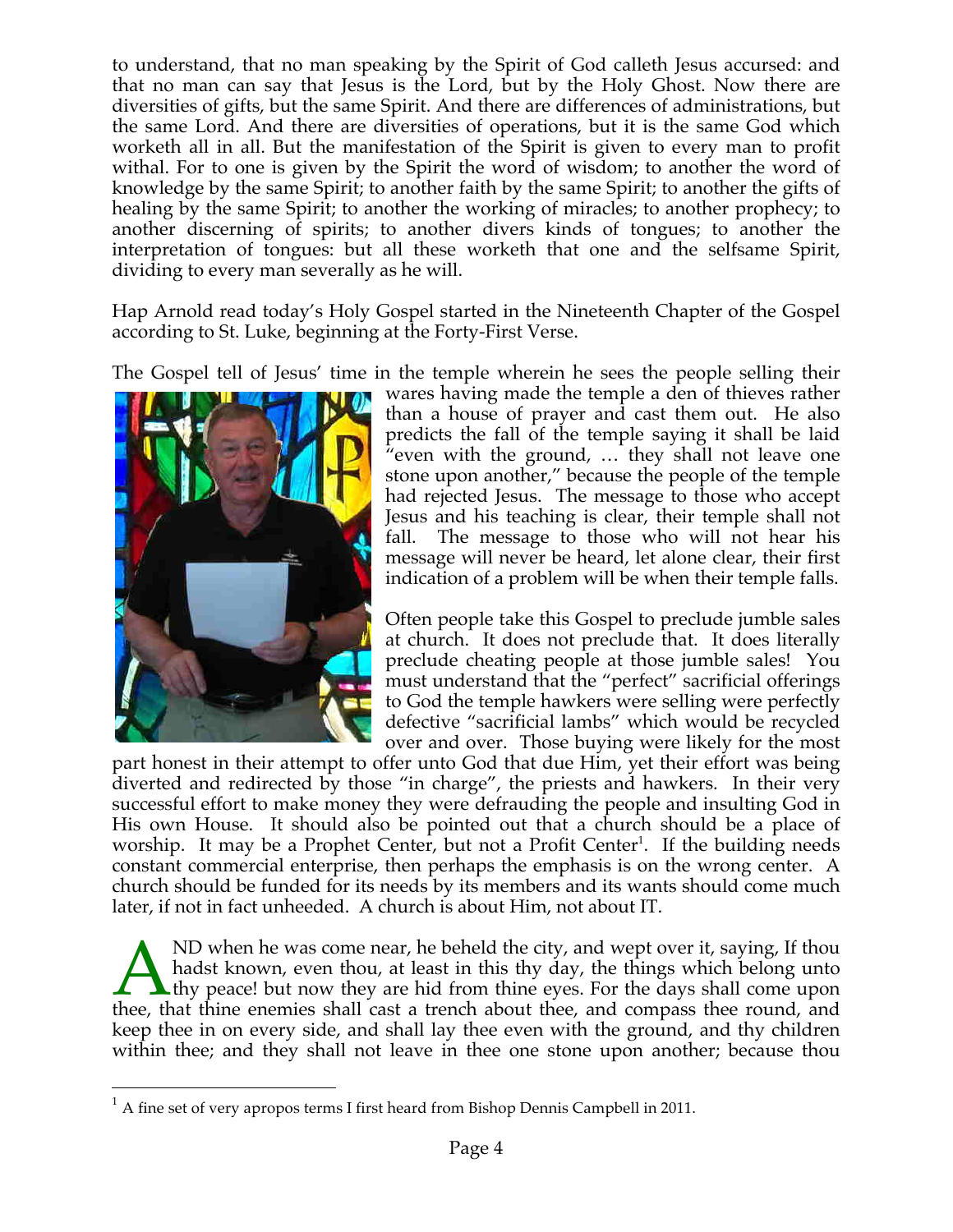to understand, that no man speaking by the Spirit of God calleth Jesus accursed: and that no man can say that Jesus is the Lord, but by the Holy Ghost. Now there are diversities of gifts, but the same Spirit. And there are differences of administrations, but the same Lord. And there are diversities of operations, but it is the same God which worketh all in all. But the manifestation of the Spirit is given to every man to profit withal. For to one is given by the Spirit the word of wisdom; to another the word of knowledge by the same Spirit; to another faith by the same Spirit; to another the gifts of healing by the same Spirit; to another the working of miracles; to another prophecy; to another discerning of spirits; to another divers kinds of tongues; to another the interpretation of tongues: but all these worketh that one and the selfsame Spirit, dividing to every man severally as he will.

Hap Arnold read today's Holy Gospel started in the Nineteenth Chapter of the Gospel according to St. Luke, beginning at the Forty-First Verse.

The Gospel tell of Jesus' time in the temple wherein he sees the people selling their wares having made the temple a den of thieves rather than a house of prayer and cast them out. He also predicts the fall of the temple saying it shall be laid "even with the ground, … they shall not leave one stone upon another," because the people of the temple had rejected Jesus. The message to those who accept Jesus and his teaching is clear, their temple shall not fall. The message to those who will not hear his message will never be heard, let alone clear, their first indication of a problem will be when their temple falls.

Often people take this Gospel to preclude jumble sales at church. It does not preclude that. It does literally preclude cheating people at those jumble sales! You must understand that the "perfect" sacrificial offerings to God the temple hawkers were selling were perfectly defective "sacrificial lambs" which would be recycled over and over. Those buying were likely for the most part honest in their attempt to offer unto God that due Him, yet their effort was being diverted and redirected by those "in charge", the priests and hawkers. In their very successful effort to make money they were defrauding the people and insulting God in His own House. It should also be pointed out that a church should be a place of worship. It may be a Prophet Center, but not a Profit Center[1]. If the building needs constant commercial enterprise, then perhaps the emphasis is on the wrong center. A church should be funded for its needs by its members and its wants should come much later, if not in fact unheeded. A church is about Him, not about IT.

AND when he was come near, he beheld the city, and wept over it, saying, If thou hadst known, even thou, at least in this thy day, the things which belong unto thy peace! but now they are hid from thine eyes. For the days shall come upon thee, that thine enemies shall cast a trench about thee, and compass thee round, and keep thee in on every side, and shall lay thee even with the ground, and thy children within thee; and they shall not leave in thee one stone upon another; because thou

[1] A fine set of very apropos terms I first heard from Bishop Dennis Campbell in 2011.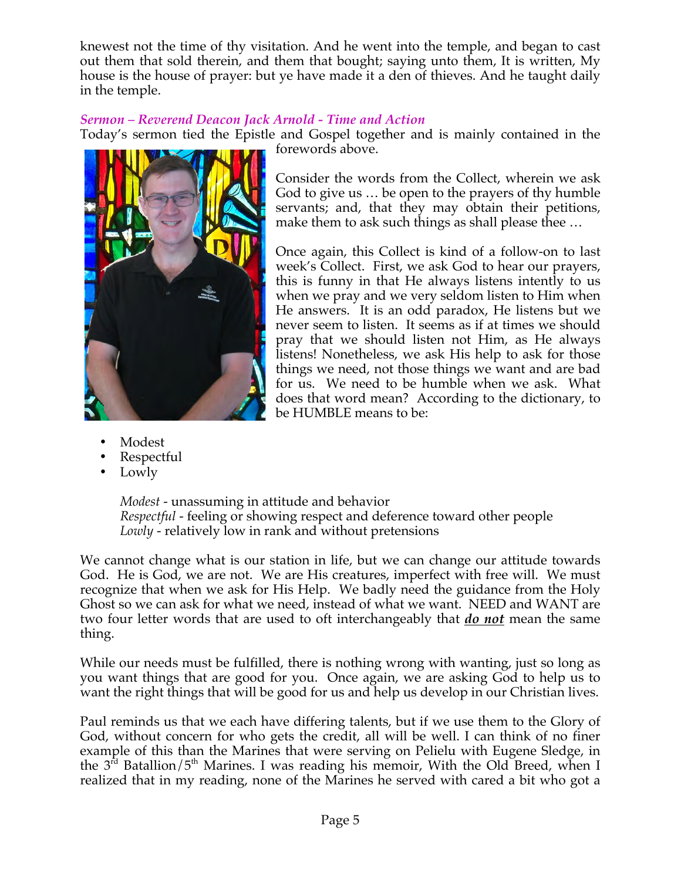knewest not the time of thy visitation. And he went into the temple, and began to cast out them that sold therein, and them that bought; saying unto them, It is written, My house is the house of prayer: but ye have made it a den of thieves. And he taught daily in the temple.

### *Sermon – Reverend Deacon Jack Arnold - Time and Action*

Today's sermon tied the Epistle and Gospel together and is mainly contained in the forewords above.

Consider the words from the Collect, wherein we ask God to give us … be open to the prayers of thy humble servants; and, that they may obtain their petitions, make them to ask such things as shall please thee …

Once again, this Collect is kind of a follow-on to last week's Collect. First, we ask God to hear our prayers, this is funny in that He always listens intently to us when we pray and we very seldom listen to Him when He answers. It is an odd paradox, He listens but we never seem to listen. It seems as if at times we should pray that we should listen not Him, as He always listens! Nonetheless, we ask His help to ask for those things we need, not those things we want and are bad for us. We need to be humble when we ask. What does that word mean? According to the dictionary, to be HUMBLE means to be:

- Modest
- Respectful
- Lowly

*Modest* - unassuming in attitude and behavior
*Respectful* - feeling or showing respect and deference toward other people
*Lowly* - relatively low in rank and without pretensions

We cannot change what is our station in life, but we can change our attitude towards God. He is God, we are not. We are His creatures, imperfect with free will. We must recognize that when we ask for His Help. We badly need the guidance from the Holy Ghost so we can ask for what we need, instead of what we want. NEED and WANT are two four letter words that are used to oft interchangeably that ***do not*** mean the same thing.

While our needs must be fulfilled, there is nothing wrong with wanting, just so long as you want things that are good for you. Once again, we are asking God to help us to want the right things that will be good for us and help us develop in our Christian lives.

Paul reminds us that we each have differing talents, but if we use them to the Glory of God, without concern for who gets the credit, all will be well. I can think of no finer example of this than the Marines that were serving on Pelielu with Eugene Sledge, in the 3rd Batallion/5th Marines. I was reading his memoir, With the Old Breed, when I realized that in my reading, none of the Marines he served with cared a bit who got a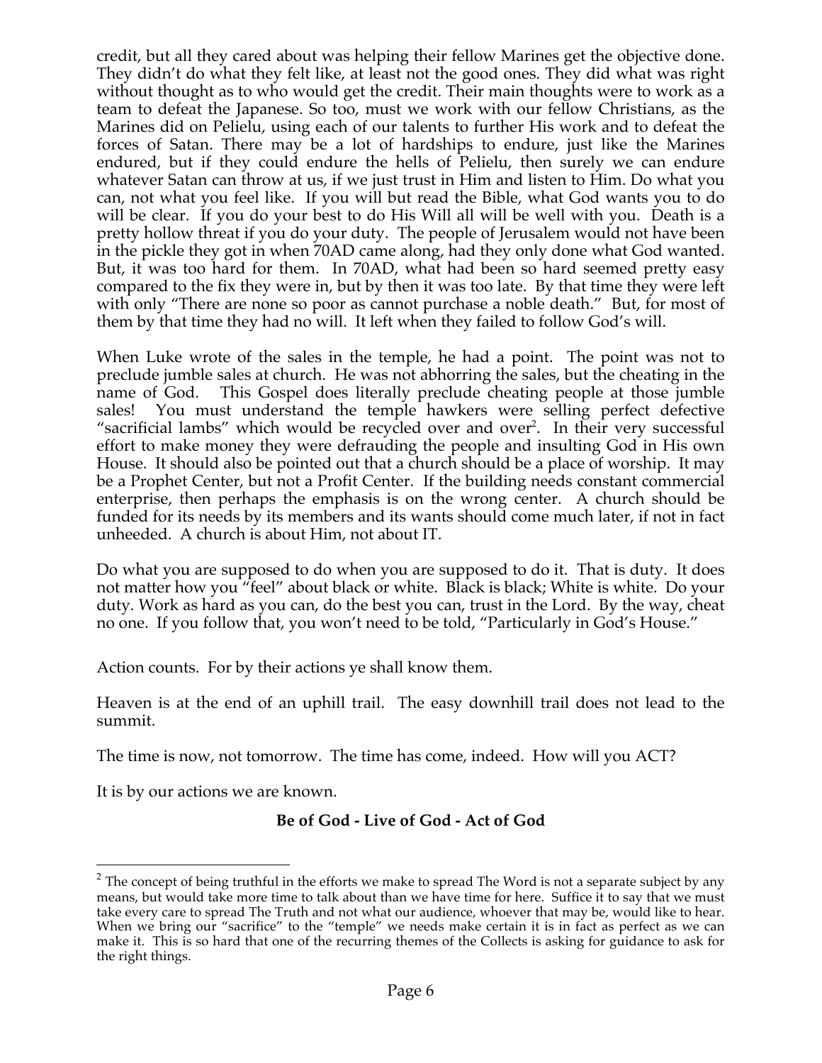credit, but all they cared about was helping their fellow Marines get the objective done. They didn't do what they felt like, at least not the good ones. They did what was right without thought as to who would get the credit. Their main thoughts were to work as a team to defeat the Japanese. So too, must we work with our fellow Christians, as the Marines did on Pelielu, using each of our talents to further His work and to defeat the forces of Satan. There may be a lot of hardships to endure, just like the Marines endured, but if they could endure the hells of Pelielu, then surely we can endure whatever Satan can throw at us, if we just trust in Him and listen to Him. Do what you can, not what you feel like. If you will but read the Bible, what God wants you to do will be clear. If you do your best to do His Will all will be well with you. Death is a pretty hollow threat if you do your duty. The people of Jerusalem would not have been in the pickle they got in when 70AD came along, had they only done what God wanted. But, it was too hard for them. In 70AD, what had been so hard seemed pretty easy compared to the fix they were in, but by then it was too late. By that time they were left with only "There are none so poor as cannot purchase a noble death." But, for most of them by that time they had no will. It left when they failed to follow God's will.

When Luke wrote of the sales in the temple, he had a point. The point was not to preclude jumble sales at church. He was not abhorring the sales, but the cheating in the name of God. This Gospel does literally preclude cheating people at those jumble sales! You must understand the temple hawkers were selling perfect defective "sacrificial lambs" which would be recycled over and over[2]. In their very successful effort to make money they were defrauding the people and insulting God in His own House. It should also be pointed out that a church should be a place of worship. It may be a Prophet Center, but not a Profit Center. If the building needs constant commercial enterprise, then perhaps the emphasis is on the wrong center. A church should be funded for its needs by its members and its wants should come much later, if not in fact unheeded. A church is about Him, not about IT.

Do what you are supposed to do when you are supposed to do it. That is duty. It does not matter how you "feel" about black or white. Black is black; White is white. Do your duty. Work as hard as you can, do the best you can, trust in the Lord. By the way, cheat no one. If you follow that, you won't need to be told, "Particularly in God's House."

Action counts. For by their actions ye shall know them.

Heaven is at the end of an uphill trail. The easy downhill trail does not lead to the summit.

The time is now, not tomorrow. The time has come, indeed. How will you ACT?

It is by our actions we are known.

**Be of God - Live of God - Act of God**

---

[2] The concept of being truthful in the efforts we make to spread The Word is not a separate subject by any means, but would take more time to talk about than we have time for here. Suffice it to say that we must take every care to spread The Truth and not what our audience, whoever that may be, would like to hear. When we bring our "sacrifice" to the "temple" we needs make certain it is in fact as perfect as we can make it. This is so hard that one of the recurring themes of the Collects is asking for guidance to ask for the right things.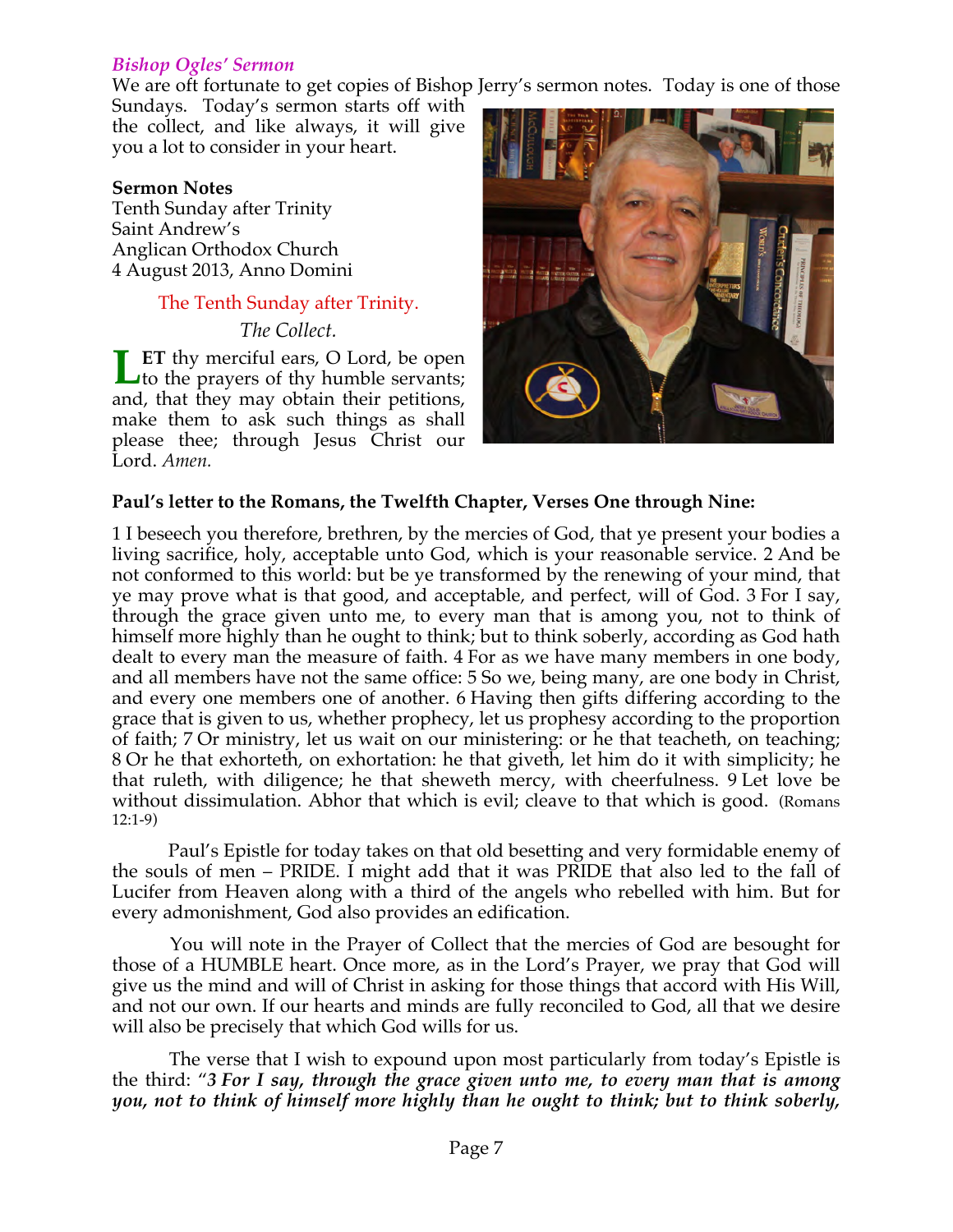*Bishop Ogles' Sermon*

We are oft fortunate to get copies of Bishop Jerry's sermon notes. Today is one of those Sundays. Today's sermon starts off with the collect, and like always, it will give you a lot to consider in your heart.

**Sermon Notes**
Tenth Sunday after Trinity
Saint Andrew's
Anglican Orthodox Church
4 August 2013, Anno Domini

The Tenth Sunday after Trinity.

*The Collect.*

**LET** thy merciful ears, O Lord, be open to the prayers of thy humble servants; and, that they may obtain their petitions, make them to ask such things as shall please thee; through Jesus Christ our Lord. *Amen.*

**Paul's letter to the Romans, the Twelfth Chapter, Verses One through Nine:**

1 I beseech you therefore, brethren, by the mercies of God, that ye present your bodies a living sacrifice, holy, acceptable unto God, which is your reasonable service. 2 And be not conformed to this world: but be ye transformed by the renewing of your mind, that ye may prove what is that good, and acceptable, and perfect, will of God. 3 For I say, through the grace given unto me, to every man that is among you, not to think of himself more highly than he ought to think; but to think soberly, according as God hath dealt to every man the measure of faith. 4 For as we have many members in one body, and all members have not the same office: 5 So we, being many, are one body in Christ, and every one members one of another. 6 Having then gifts differing according to the grace that is given to us, whether prophecy, let us prophesy according to the proportion of faith; 7 Or ministry, let us wait on our ministering: or he that teacheth, on teaching; 8 Or he that exhorteth, on exhortation: he that giveth, let him do it with simplicity; he that ruleth, with diligence; he that sheweth mercy, with cheerfulness. 9 Let love be without dissimulation. Abhor that which is evil; cleave to that which is good. (Romans 12:1-9)

Paul's Epistle for today takes on that old besetting and very formidable enemy of the souls of men – PRIDE. I might add that it was PRIDE that also led to the fall of Lucifer from Heaven along with a third of the angels who rebelled with him. But for every admonishment, God also provides an edification.

You will note in the Prayer of Collect that the mercies of God are besought for those of a HUMBLE heart. Once more, as in the Lord's Prayer, we pray that God will give us the mind and will of Christ in asking for those things that accord with His Will, and not our own. If our hearts and minds are fully reconciled to God, all that we desire will also be precisely that which God wills for us.

The verse that I wish to expound upon most particularly from today's Epistle is the third: "***3 For I say, through the grace given unto me, to every man that is among you, not to think of himself more highly than he ought to think; but to think soberly,***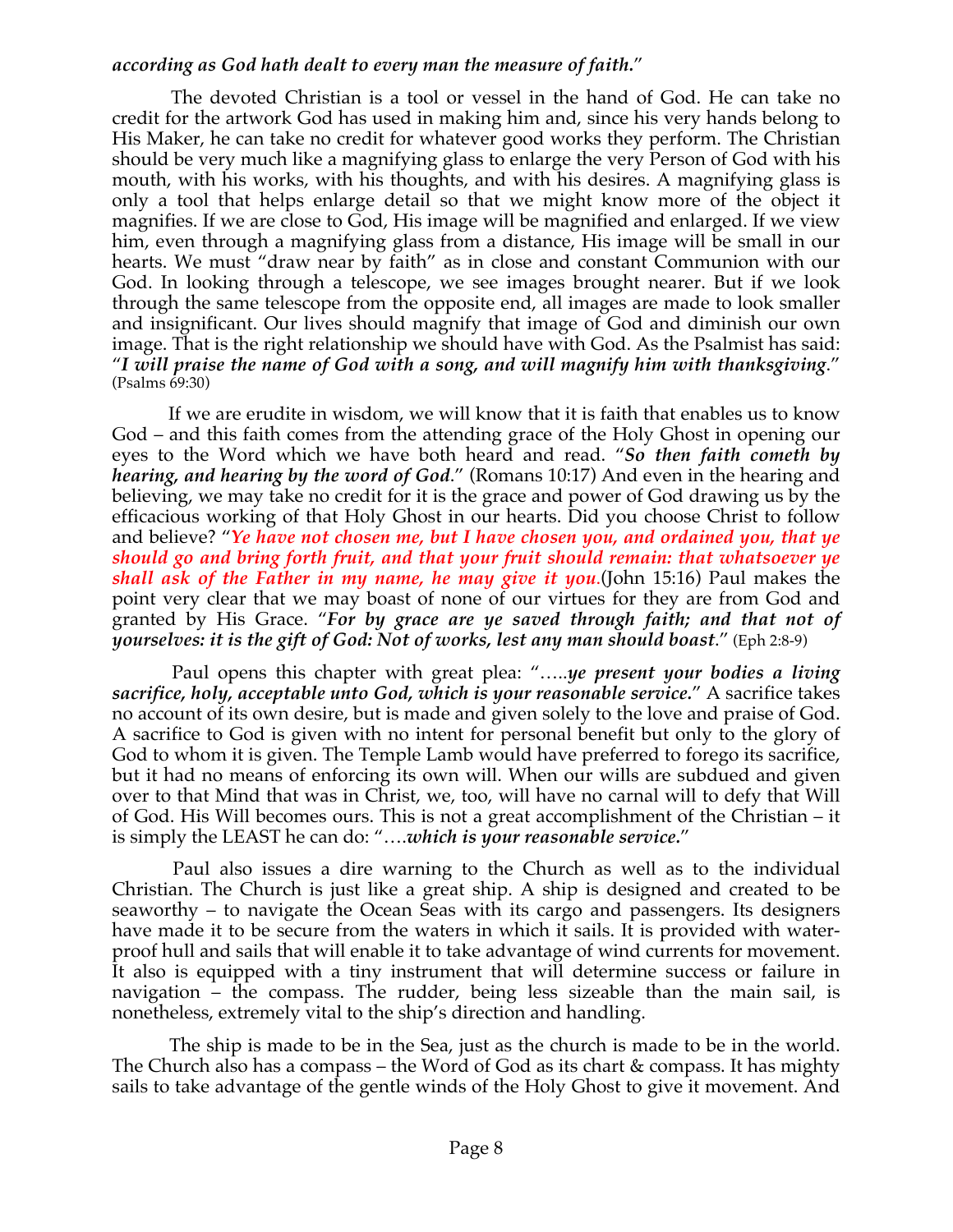***according as God hath dealt to every man the measure of faith.***"

The devoted Christian is a tool or vessel in the hand of God. He can take no credit for the artwork God has used in making him and, since his very hands belong to His Maker, he can take no credit for whatever good works they perform. The Christian should be very much like a magnifying glass to enlarge the very Person of God with his mouth, with his works, with his thoughts, and with his desires. A magnifying glass is only a tool that helps enlarge detail so that we might know more of the object it magnifies. If we are close to God, His image will be magnified and enlarged. If we view him, even through a magnifying glass from a distance, His image will be small in our hearts. We must "draw near by faith" as in close and constant Communion with our God. In looking through a telescope, we see images brought nearer. But if we look through the same telescope from the opposite end, all images are made to look smaller and insignificant. Our lives should magnify that image of God and diminish our own image. That is the right relationship we should have with God. As the Psalmist has said: "***I will praise the name of God with a song, and will magnify him with thanksgiving***." (Psalms 69:30)

If we are erudite in wisdom, we will know that it is faith that enables us to know God – and this faith comes from the attending grace of the Holy Ghost in opening our eyes to the Word which we have both heard and read. "***So then faith cometh by hearing, and hearing by the word of God***." (Romans 10:17) And even in the hearing and believing, we may take no credit for it is the grace and power of God drawing us by the efficacious working of that Holy Ghost in our hearts. Did you choose Christ to follow and believe? "***Ye have not chosen me, but I have chosen you, and ordained you, that ye should go and bring forth fruit, and that your fruit should remain: that whatsoever ye shall ask of the Father in my name, he may give it you.***(John 15:16) Paul makes the point very clear that we may boast of none of our virtues for they are from God and granted by His Grace. "***For by grace are ye saved through faith; and that not of yourselves: it is the gift of God: Not of works, lest any man should boast***." (Eph 2:8-9)

Paul opens this chapter with great plea: "…..***ye present your bodies a living sacrifice, holy, acceptable unto God, which is your reasonable service.***" A sacrifice takes no account of its own desire, but is made and given solely to the love and praise of God. A sacrifice to God is given with no intent for personal benefit but only to the glory of God to whom it is given. The Temple Lamb would have preferred to forego its sacrifice, but it had no means of enforcing its own will. When our wills are subdued and given over to that Mind that was in Christ, we, too, will have no carnal will to defy that Will of God. His Will becomes ours. This is not a great accomplishment of the Christian – it is simply the LEAST he can do: "….***which is your reasonable service.***"

Paul also issues a dire warning to the Church as well as to the individual Christian. The Church is just like a great ship. A ship is designed and created to be seaworthy – to navigate the Ocean Seas with its cargo and passengers. Its designers have made it to be secure from the waters in which it sails. It is provided with waterproof hull and sails that will enable it to take advantage of wind currents for movement. It also is equipped with a tiny instrument that will determine success or failure in navigation – the compass. The rudder, being less sizeable than the main sail, is nonetheless, extremely vital to the ship's direction and handling.

The ship is made to be in the Sea, just as the church is made to be in the world. The Church also has a compass – the Word of God as its chart & compass. It has mighty sails to take advantage of the gentle winds of the Holy Ghost to give it movement. And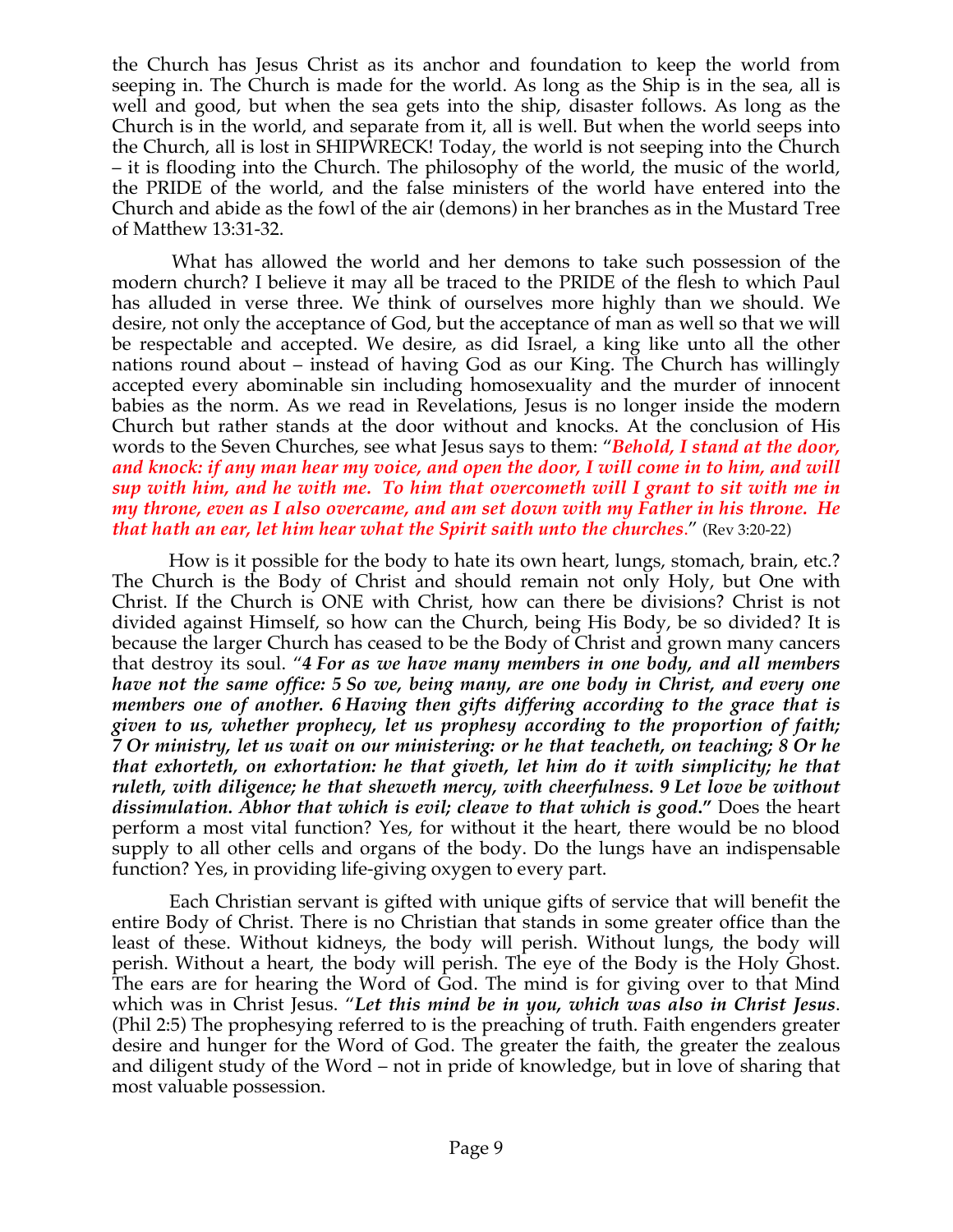the Church has Jesus Christ as its anchor and foundation to keep the world from seeping in. The Church is made for the world. As long as the Ship is in the sea, all is well and good, but when the sea gets into the ship, disaster follows. As long as the Church is in the world, and separate from it, all is well. But when the world seeps into the Church, all is lost in SHIPWRECK! Today, the world is not seeping into the Church – it is flooding into the Church. The philosophy of the world, the music of the world, the PRIDE of the world, and the false ministers of the world have entered into the Church and abide as the fowl of the air (demons) in her branches as in the Mustard Tree of Matthew 13:31-32.

What has allowed the world and her demons to take such possession of the modern church? I believe it may all be traced to the PRIDE of the flesh to which Paul has alluded in verse three. We think of ourselves more highly than we should. We desire, not only the acceptance of God, but the acceptance of man as well so that we will be respectable and accepted. We desire, as did Israel, a king like unto all the other nations round about – instead of having God as our King. The Church has willingly accepted every abominable sin including homosexuality and the murder of innocent babies as the norm. As we read in Revelations, Jesus is no longer inside the modern Church but rather stands at the door without and knocks. At the conclusion of His words to the Seven Churches, see what Jesus says to them: "***Behold, I stand at the door, and knock: if any man hear my voice, and open the door, I will come in to him, and will sup with him, and he with me. To him that overcometh will I grant to sit with me in my throne, even as I also overcame, and am set down with my Father in his throne. He that hath an ear, let him hear what the Spirit saith unto the churches***." (Rev 3:20-22)

How is it possible for the body to hate its own heart, lungs, stomach, brain, etc.? The Church is the Body of Christ and should remain not only Holy, but One with Christ. If the Church is ONE with Christ, how can there be divisions? Christ is not divided against Himself, so how can the Church, being His Body, be so divided? It is because the larger Church has ceased to be the Body of Christ and grown many cancers that destroy its soul. "***4 For as we have many members in one body, and all members have not the same office: 5 So we, being many, are one body in Christ, and every one members one of another. 6 Having then gifts differing according to the grace that is given to us, whether prophecy, let us prophesy according to the proportion of faith; 7 Or ministry, let us wait on our ministering: or he that teacheth, on teaching; 8 Or he that exhorteth, on exhortation: he that giveth, let him do it with simplicity; he that ruleth, with diligence; he that sheweth mercy, with cheerfulness. 9 Let love be without dissimulation. Abhor that which is evil; cleave to that which is good.***" Does the heart perform a most vital function? Yes, for without it the heart, there would be no blood supply to all other cells and organs of the body. Do the lungs have an indispensable function? Yes, in providing life-giving oxygen to every part.

Each Christian servant is gifted with unique gifts of service that will benefit the entire Body of Christ. There is no Christian that stands in some greater office than the least of these. Without kidneys, the body will perish. Without lungs, the body will perish. Without a heart, the body will perish. The eye of the Body is the Holy Ghost. The ears are for hearing the Word of God. The mind is for giving over to that Mind which was in Christ Jesus. "***Let this mind be in you, which was also in Christ Jesus***. (Phil 2:5) The prophesying referred to is the preaching of truth. Faith engenders greater desire and hunger for the Word of God. The greater the faith, the greater the zealous and diligent study of the Word – not in pride of knowledge, but in love of sharing that most valuable possession.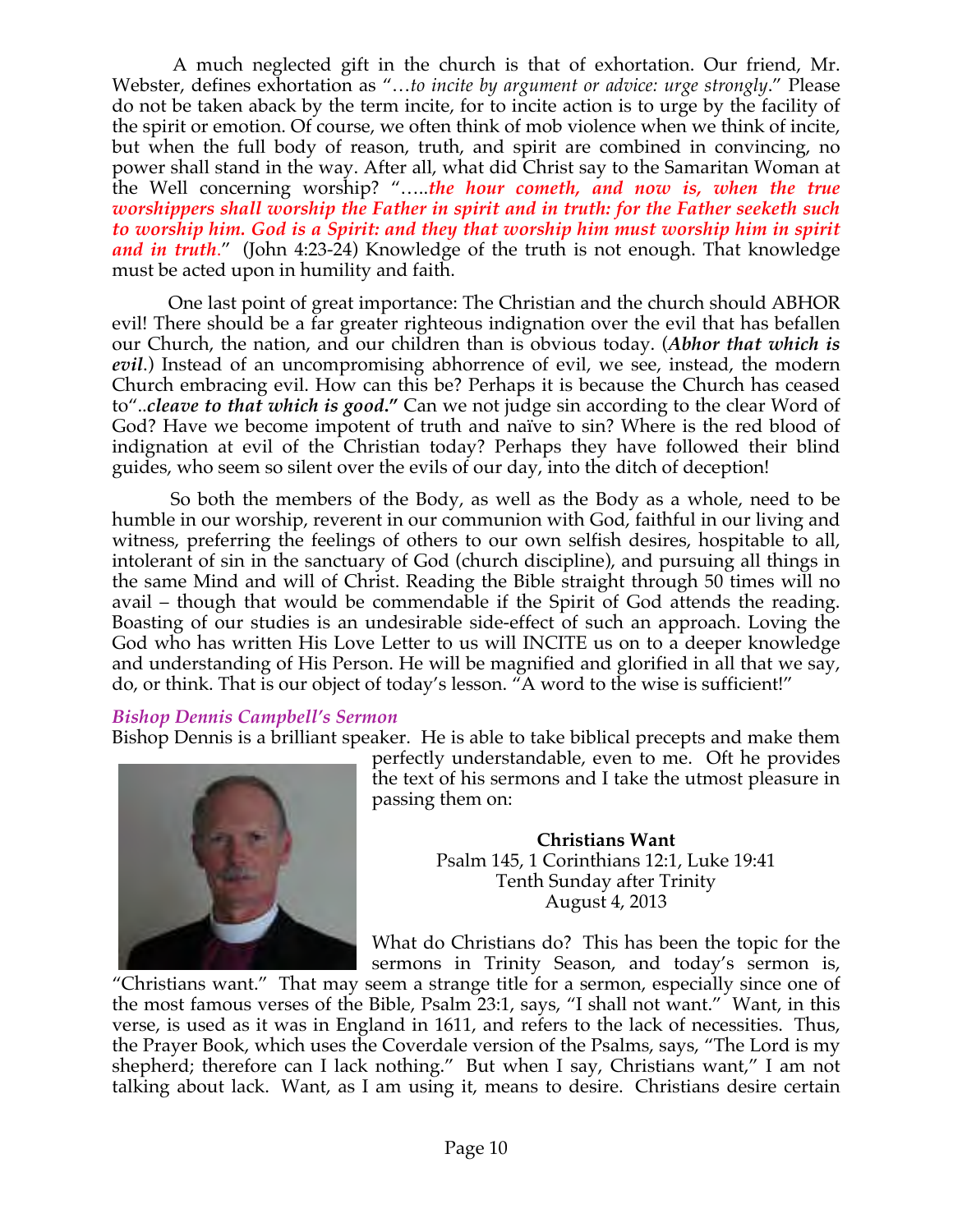A much neglected gift in the church is that of exhortation. Our friend, Mr. Webster, defines exhortation as "…*to incite by argument or advice: urge strongly*." Please do not be taken aback by the term incite, for to incite action is to urge by the facility of the spirit or emotion. Of course, we often think of mob violence when we think of incite, but when the full body of reason, truth, and spirit are combined in convincing, no power shall stand in the way. After all, what did Christ say to the Samaritan Woman at the Well concerning worship? "…..***the hour cometh, and now is, when the true worshippers shall worship the Father in spirit and in truth: for the Father seeketh such to worship him. God is a Spirit: and they that worship him must worship him in spirit and in truth***." (John 4:23-24) Knowledge of the truth is not enough. That knowledge must be acted upon in humility and faith.

One last point of great importance: The Christian and the church should ABHOR evil! There should be a far greater righteous indignation over the evil that has befallen our Church, the nation, and our children than is obvious today. (***Abhor that which is evil***.) Instead of an uncompromising abhorrence of evil, we see, instead, the modern Church embracing evil. How can this be? Perhaps it is because the Church has ceased to"..***cleave to that which is good."*** Can we not judge sin according to the clear Word of God? Have we become impotent of truth and naïve to sin? Where is the red blood of indignation at evil of the Christian today? Perhaps they have followed their blind guides, who seem so silent over the evils of our day, into the ditch of deception!

So both the members of the Body, as well as the Body as a whole, need to be humble in our worship, reverent in our communion with God, faithful in our living and witness, preferring the feelings of others to our own selfish desires, hospitable to all, intolerant of sin in the sanctuary of God (church discipline), and pursuing all things in the same Mind and will of Christ. Reading the Bible straight through 50 times will no avail – though that would be commendable if the Spirit of God attends the reading. Boasting of our studies is an undesirable side-effect of such an approach. Loving the God who has written His Love Letter to us will INCITE us on to a deeper knowledge and understanding of His Person. He will be magnified and glorified in all that we say, do, or think. That is our object of today's lesson. "A word to the wise is sufficient!"

### *Bishop Dennis Campbell's Sermon*

Bishop Dennis is a brilliant speaker. He is able to take biblical precepts and make them perfectly understandable, even to me. Oft he provides the text of his sermons and I take the utmost pleasure in passing them on:

**Christians Want**
Psalm 145, 1 Corinthians 12:1, Luke 19:41
Tenth Sunday after Trinity
August 4, 2013

What do Christians do? This has been the topic for the sermons in Trinity Season, and today's sermon is, "Christians want." That may seem a strange title for a sermon, especially since one of the most famous verses of the Bible, Psalm 23:1, says, "I shall not want." Want, in this verse, is used as it was in England in 1611, and refers to the lack of necessities. Thus, the Prayer Book, which uses the Coverdale version of the Psalms, says, "The Lord is my shepherd; therefore can I lack nothing." But when I say, Christians want," I am not talking about lack. Want, as I am using it, means to desire. Christians desire certain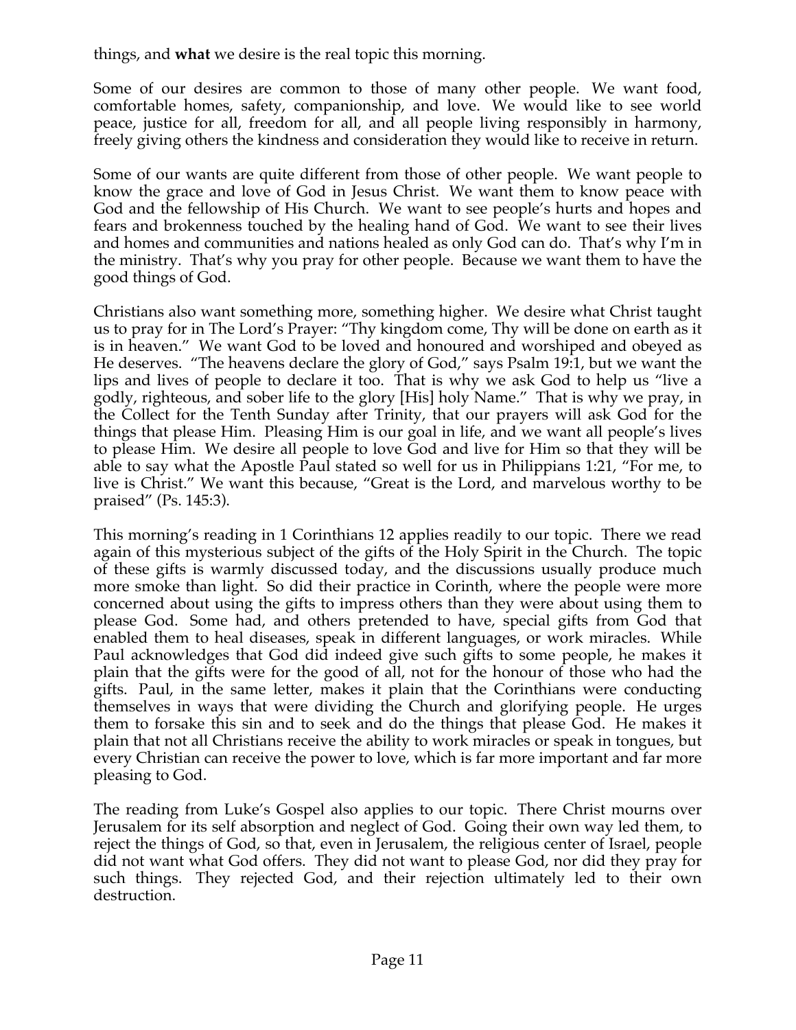things, and **what** we desire is the real topic this morning.

Some of our desires are common to those of many other people. We want food, comfortable homes, safety, companionship, and love. We would like to see world peace, justice for all, freedom for all, and all people living responsibly in harmony, freely giving others the kindness and consideration they would like to receive in return.

Some of our wants are quite different from those of other people. We want people to know the grace and love of God in Jesus Christ. We want them to know peace with God and the fellowship of His Church. We want to see people's hurts and hopes and fears and brokenness touched by the healing hand of God. We want to see their lives and homes and communities and nations healed as only God can do. That's why I'm in the ministry. That's why you pray for other people. Because we want them to have the good things of God.

Christians also want something more, something higher. We desire what Christ taught us to pray for in The Lord's Prayer: "Thy kingdom come, Thy will be done on earth as it is in heaven." We want God to be loved and honoured and worshiped and obeyed as He deserves. "The heavens declare the glory of God," says Psalm 19:1, but we want the lips and lives of people to declare it too. That is why we ask God to help us "live a godly, righteous, and sober life to the glory [His] holy Name." That is why we pray, in the Collect for the Tenth Sunday after Trinity, that our prayers will ask God for the things that please Him. Pleasing Him is our goal in life, and we want all people's lives to please Him. We desire all people to love God and live for Him so that they will be able to say what the Apostle Paul stated so well for us in Philippians 1:21, "For me, to live is Christ." We want this because, "Great is the Lord, and marvelous worthy to be praised" (Ps. 145:3).

This morning's reading in 1 Corinthians 12 applies readily to our topic. There we read again of this mysterious subject of the gifts of the Holy Spirit in the Church. The topic of these gifts is warmly discussed today, and the discussions usually produce much more smoke than light. So did their practice in Corinth, where the people were more concerned about using the gifts to impress others than they were about using them to please God. Some had, and others pretended to have, special gifts from God that enabled them to heal diseases, speak in different languages, or work miracles. While Paul acknowledges that God did indeed give such gifts to some people, he makes it plain that the gifts were for the good of all, not for the honour of those who had the gifts. Paul, in the same letter, makes it plain that the Corinthians were conducting themselves in ways that were dividing the Church and glorifying people. He urges them to forsake this sin and to seek and do the things that please God. He makes it plain that not all Christians receive the ability to work miracles or speak in tongues, but every Christian can receive the power to love, which is far more important and far more pleasing to God.

The reading from Luke's Gospel also applies to our topic. There Christ mourns over Jerusalem for its self absorption and neglect of God. Going their own way led them, to reject the things of God, so that, even in Jerusalem, the religious center of Israel, people did not want what God offers. They did not want to please God, nor did they pray for such things. They rejected God, and their rejection ultimately led to their own destruction.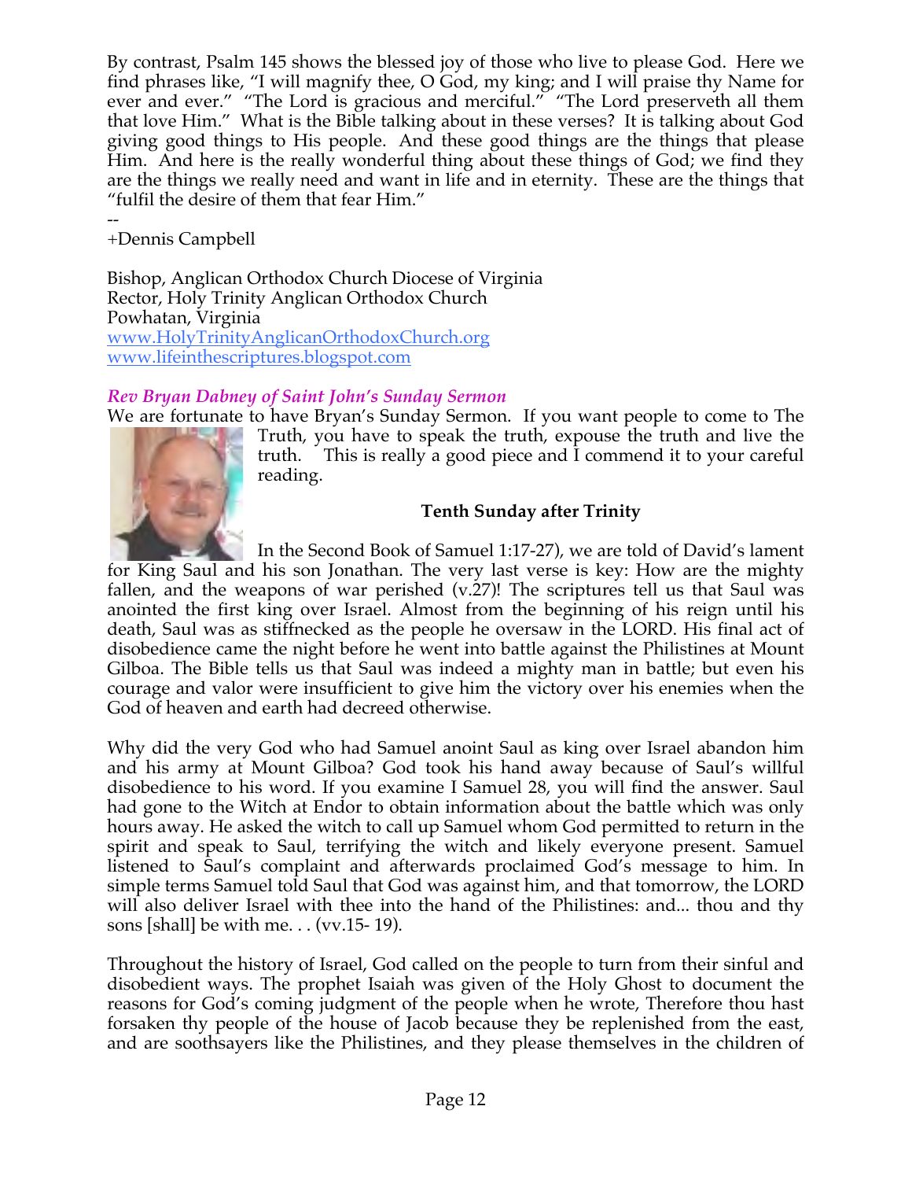By contrast, Psalm 145 shows the blessed joy of those who live to please God. Here we find phrases like, "I will magnify thee, O God, my king; and I will praise thy Name for ever and ever." "The Lord is gracious and merciful." "The Lord preserveth all them that love Him." What is the Bible talking about in these verses? It is talking about God giving good things to His people. And these good things are the things that please Him. And here is the really wonderful thing about these things of God; we find they are the things we really need and want in life and in eternity. These are the things that "fulfil the desire of them that fear Him."

--
+Dennis Campbell

Bishop, Anglican Orthodox Church Diocese of Virginia
Rector, Holy Trinity Anglican Orthodox Church
Powhatan, Virginia
www.HolyTrinityAnglicanOrthodoxChurch.org
www.lifeinthescriptures.blogspot.com

***Rev Bryan Dabney of Saint John's Sunday Sermon***

We are fortunate to have Bryan's Sunday Sermon. If you want people to come to The Truth, you have to speak the truth, expouse the truth and live the truth. This is really a good piece and I commend it to your careful reading.

**Tenth Sunday after Trinity**

In the Second Book of Samuel 1:17-27), we are told of David's lament for King Saul and his son Jonathan. The very last verse is key: How are the mighty fallen, and the weapons of war perished (v.27)! The scriptures tell us that Saul was anointed the first king over Israel. Almost from the beginning of his reign until his death, Saul was as stiffnecked as the people he oversaw in the LORD. His final act of disobedience came the night before he went into battle against the Philistines at Mount Gilboa. The Bible tells us that Saul was indeed a mighty man in battle; but even his courage and valor were insufficient to give him the victory over his enemies when the God of heaven and earth had decreed otherwise.

Why did the very God who had Samuel anoint Saul as king over Israel abandon him and his army at Mount Gilboa? God took his hand away because of Saul's willful disobedience to his word. If you examine I Samuel 28, you will find the answer. Saul had gone to the Witch at Endor to obtain information about the battle which was only hours away. He asked the witch to call up Samuel whom God permitted to return in the spirit and speak to Saul, terrifying the witch and likely everyone present. Samuel listened to Saul's complaint and afterwards proclaimed God's message to him. In simple terms Samuel told Saul that God was against him, and that tomorrow, the LORD will also deliver Israel with thee into the hand of the Philistines: and... thou and thy sons [shall] be with me. . . (vv.15- 19).

Throughout the history of Israel, God called on the people to turn from their sinful and disobedient ways. The prophet Isaiah was given of the Holy Ghost to document the reasons for God's coming judgment of the people when he wrote, Therefore thou hast forsaken thy people of the house of Jacob because they be replenished from the east, and are soothsayers like the Philistines, and they please themselves in the children of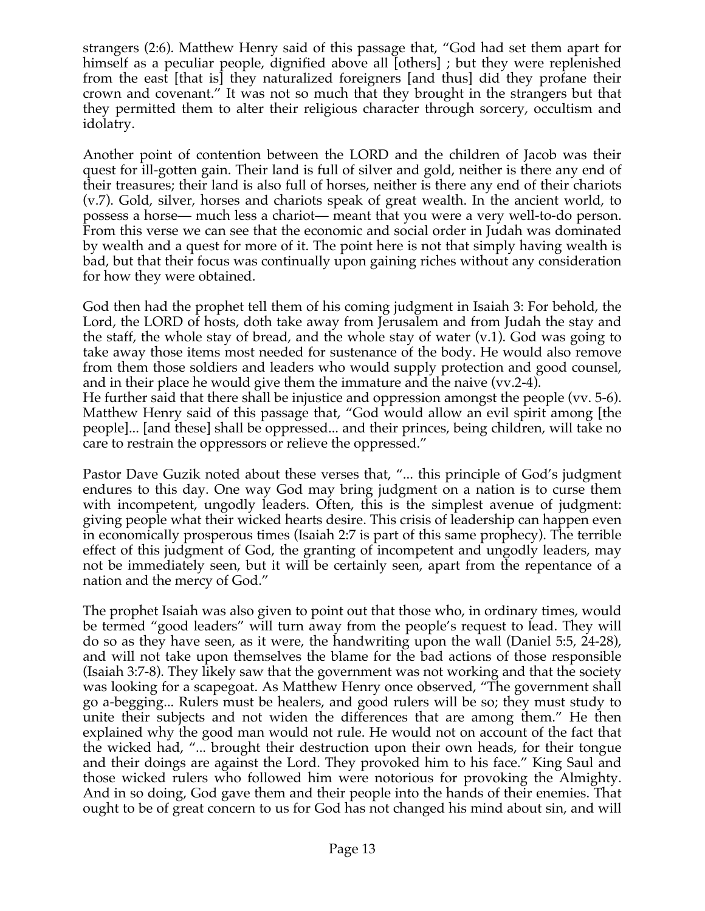strangers (2:6). Matthew Henry said of this passage that, "God had set them apart for himself as a peculiar people, dignified above all [others] ; but they were replenished from the east [that is] they naturalized foreigners [and thus] did they profane their crown and covenant." It was not so much that they brought in the strangers but that they permitted them to alter their religious character through sorcery, occultism and idolatry.

Another point of contention between the LORD and the children of Jacob was their quest for ill-gotten gain. Their land is full of silver and gold, neither is there any end of their treasures; their land is also full of horses, neither is there any end of their chariots (v.7). Gold, silver, horses and chariots speak of great wealth. In the ancient world, to possess a horse— much less a chariot— meant that you were a very well-to-do person. From this verse we can see that the economic and social order in Judah was dominated by wealth and a quest for more of it. The point here is not that simply having wealth is bad, but that their focus was continually upon gaining riches without any consideration for how they were obtained.

God then had the prophet tell them of his coming judgment in Isaiah 3: For behold, the Lord, the LORD of hosts, doth take away from Jerusalem and from Judah the stay and the staff, the whole stay of bread, and the whole stay of water (v.1). God was going to take away those items most needed for sustenance of the body. He would also remove from them those soldiers and leaders who would supply protection and good counsel, and in their place he would give them the immature and the naive (vv.2-4).

He further said that there shall be injustice and oppression amongst the people (vv. 5-6). Matthew Henry said of this passage that, "God would allow an evil spirit among [the people]... [and these] shall be oppressed... and their princes, being children, will take no care to restrain the oppressors or relieve the oppressed."

Pastor Dave Guzik noted about these verses that, "... this principle of God's judgment endures to this day. One way God may bring judgment on a nation is to curse them with incompetent, ungodly leaders. Often, this is the simplest avenue of judgment: giving people what their wicked hearts desire. This crisis of leadership can happen even in economically prosperous times (Isaiah 2:7 is part of this same prophecy). The terrible effect of this judgment of God, the granting of incompetent and ungodly leaders, may not be immediately seen, but it will be certainly seen, apart from the repentance of a nation and the mercy of God."

The prophet Isaiah was also given to point out that those who, in ordinary times, would be termed "good leaders" will turn away from the people's request to lead. They will do so as they have seen, as it were, the handwriting upon the wall (Daniel 5:5, 24-28), and will not take upon themselves the blame for the bad actions of those responsible (Isaiah 3:7-8). They likely saw that the government was not working and that the society was looking for a scapegoat. As Matthew Henry once observed, "The government shall go a-begging... Rulers must be healers, and good rulers will be so; they must study to unite their subjects and not widen the differences that are among them." He then explained why the good man would not rule. He would not on account of the fact that the wicked had, "... brought their destruction upon their own heads, for their tongue and their doings are against the Lord. They provoked him to his face." King Saul and those wicked rulers who followed him were notorious for provoking the Almighty. And in so doing, God gave them and their people into the hands of their enemies. That ought to be of great concern to us for God has not changed his mind about sin, and will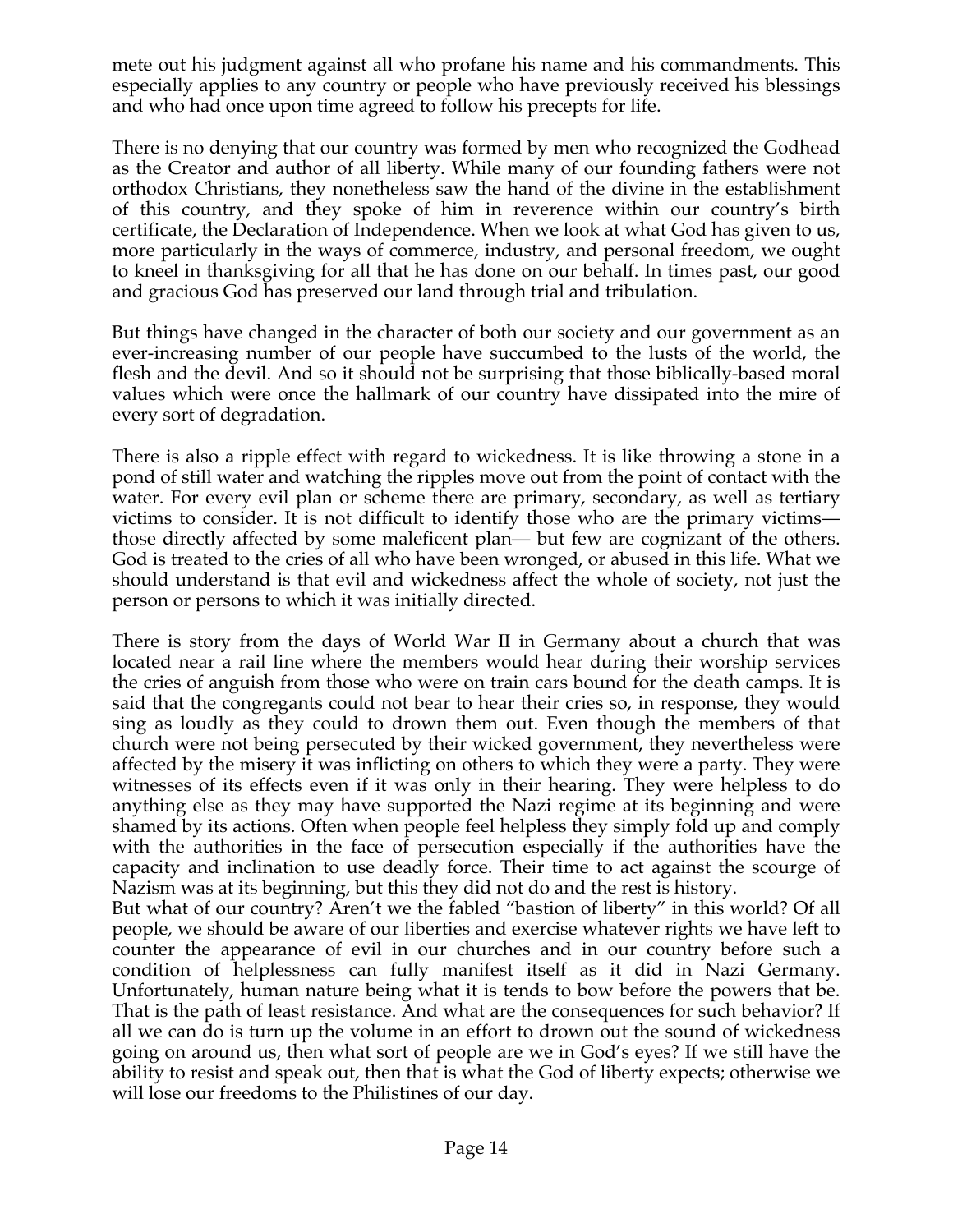mete out his judgment against all who profane his name and his commandments. This especially applies to any country or people who have previously received his blessings and who had once upon time agreed to follow his precepts for life.

There is no denying that our country was formed by men who recognized the Godhead as the Creator and author of all liberty. While many of our founding fathers were not orthodox Christians, they nonetheless saw the hand of the divine in the establishment of this country, and they spoke of him in reverence within our country's birth certificate, the Declaration of Independence. When we look at what God has given to us, more particularly in the ways of commerce, industry, and personal freedom, we ought to kneel in thanksgiving for all that he has done on our behalf. In times past, our good and gracious God has preserved our land through trial and tribulation.

But things have changed in the character of both our society and our government as an ever-increasing number of our people have succumbed to the lusts of the world, the flesh and the devil. And so it should not be surprising that those biblically-based moral values which were once the hallmark of our country have dissipated into the mire of every sort of degradation.

There is also a ripple effect with regard to wickedness. It is like throwing a stone in a pond of still water and watching the ripples move out from the point of contact with the water. For every evil plan or scheme there are primary, secondary, as well as tertiary victims to consider. It is not difficult to identify those who are the primary victims— those directly affected by some maleficent plan— but few are cognizant of the others. God is treated to the cries of all who have been wronged, or abused in this life. What we should understand is that evil and wickedness affect the whole of society, not just the person or persons to which it was initially directed.

There is story from the days of World War II in Germany about a church that was located near a rail line where the members would hear during their worship services the cries of anguish from those who were on train cars bound for the death camps. It is said that the congregants could not bear to hear their cries so, in response, they would sing as loudly as they could to drown them out. Even though the members of that church were not being persecuted by their wicked government, they nevertheless were affected by the misery it was inflicting on others to which they were a party. They were witnesses of its effects even if it was only in their hearing. They were helpless to do anything else as they may have supported the Nazi regime at its beginning and were shamed by its actions. Often when people feel helpless they simply fold up and comply with the authorities in the face of persecution especially if the authorities have the capacity and inclination to use deadly force. Their time to act against the scourge of Nazism was at its beginning, but this they did not do and the rest is history.

But what of our country? Aren't we the fabled "bastion of liberty" in this world? Of all people, we should be aware of our liberties and exercise whatever rights we have left to counter the appearance of evil in our churches and in our country before such a condition of helplessness can fully manifest itself as it did in Nazi Germany. Unfortunately, human nature being what it is tends to bow before the powers that be. That is the path of least resistance. And what are the consequences for such behavior? If all we can do is turn up the volume in an effort to drown out the sound of wickedness going on around us, then what sort of people are we in God's eyes? If we still have the ability to resist and speak out, then that is what the God of liberty expects; otherwise we will lose our freedoms to the Philistines of our day.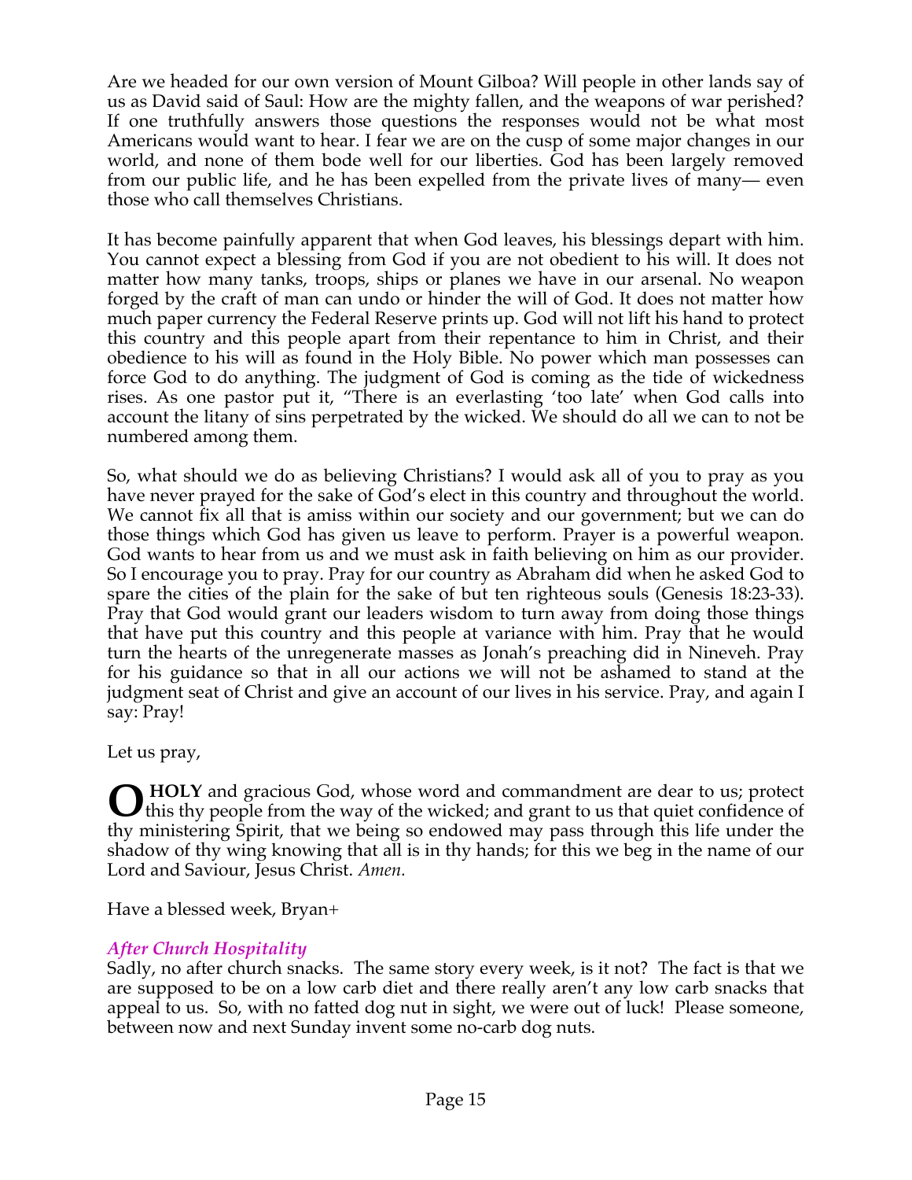Are we headed for our own version of Mount Gilboa? Will people in other lands say of us as David said of Saul: How are the mighty fallen, and the weapons of war perished? If one truthfully answers those questions the responses would not be what most Americans would want to hear. I fear we are on the cusp of some major changes in our world, and none of them bode well for our liberties. God has been largely removed from our public life, and he has been expelled from the private lives of many— even those who call themselves Christians.

It has become painfully apparent that when God leaves, his blessings depart with him. You cannot expect a blessing from God if you are not obedient to his will. It does not matter how many tanks, troops, ships or planes we have in our arsenal. No weapon forged by the craft of man can undo or hinder the will of God. It does not matter how much paper currency the Federal Reserve prints up. God will not lift his hand to protect this country and this people apart from their repentance to him in Christ, and their obedience to his will as found in the Holy Bible. No power which man possesses can force God to do anything. The judgment of God is coming as the tide of wickedness rises. As one pastor put it, "There is an everlasting 'too late' when God calls into account the litany of sins perpetrated by the wicked. We should do all we can to not be numbered among them.

So, what should we do as believing Christians? I would ask all of you to pray as you have never prayed for the sake of God's elect in this country and throughout the world. We cannot fix all that is amiss within our society and our government; but we can do those things which God has given us leave to perform. Prayer is a powerful weapon. God wants to hear from us and we must ask in faith believing on him as our provider. So I encourage you to pray. Pray for our country as Abraham did when he asked God to spare the cities of the plain for the sake of but ten righteous souls (Genesis 18:23-33). Pray that God would grant our leaders wisdom to turn away from doing those things that have put this country and this people at variance with him. Pray that he would turn the hearts of the unregenerate masses as Jonah's preaching did in Nineveh. Pray for his guidance so that in all our actions we will not be ashamed to stand at the judgment seat of Christ and give an account of our lives in his service. Pray, and again I say: Pray!

Let us pray,

**O HOLY** and gracious God, whose word and commandment are dear to us; protect this thy people from the way of the wicked; and grant to us that quiet confidence of thy ministering Spirit, that we being so endowed may pass through this life under the shadow of thy wing knowing that all is in thy hands; for this we beg in the name of our Lord and Saviour, Jesus Christ. *Amen.*

Have a blessed week, Bryan+

### *After Church Hospitality*

Sadly, no after church snacks. The same story every week, is it not? The fact is that we are supposed to be on a low carb diet and there really aren't any low carb snacks that appeal to us. So, with no fatted dog nut in sight, we were out of luck! Please someone, between now and next Sunday invent some no-carb dog nuts.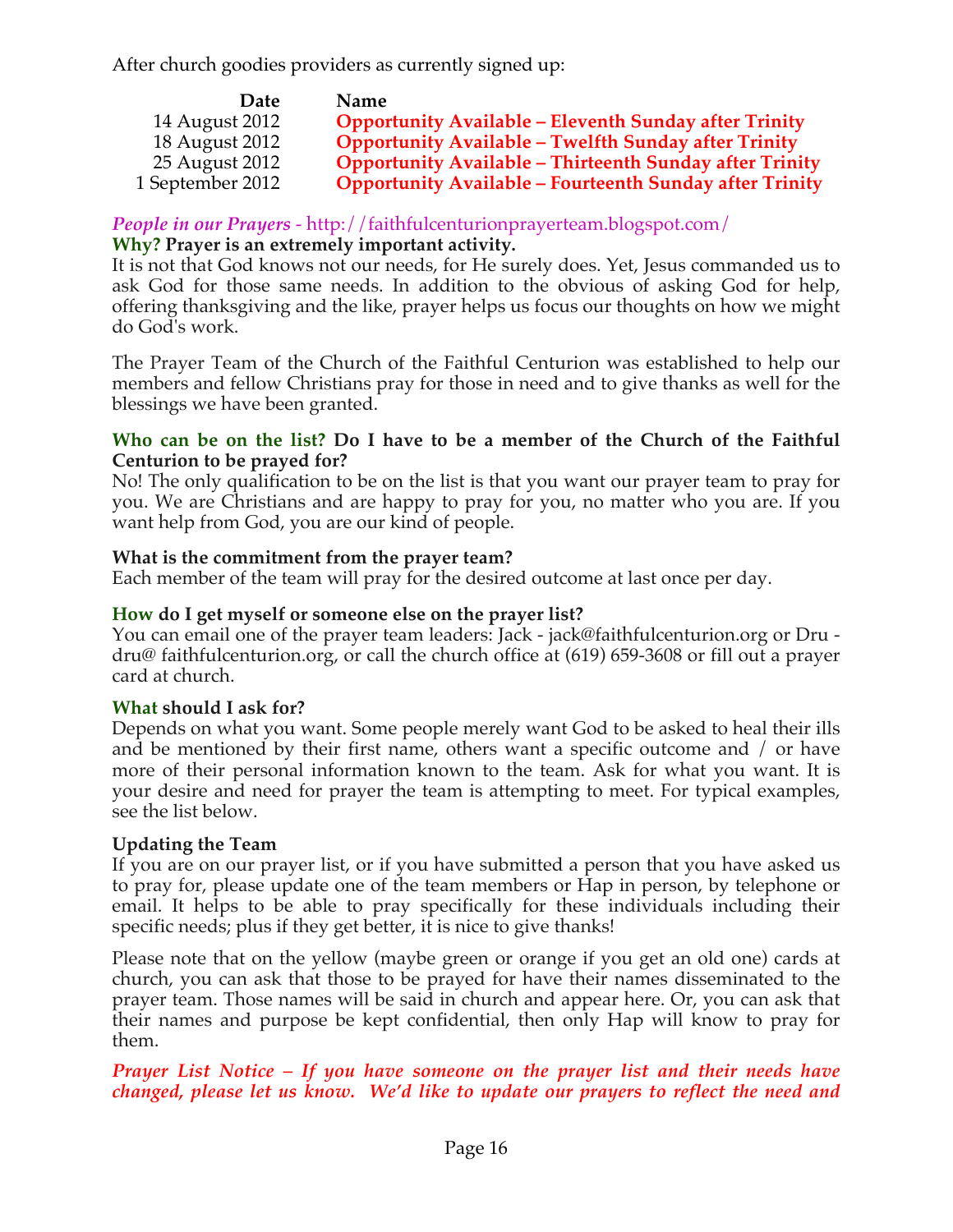After church goodies providers as currently signed up:

| Date | Name |
|---|---|
| 14 August 2012 | **Opportunity Available – Eleventh Sunday after Trinity** |
| 18 August 2012 | **Opportunity Available – Twelfth Sunday after Trinity** |
| 25 August 2012 | **Opportunity Available – Thirteenth Sunday after Trinity** |
| 1 September 2012 | **Opportunity Available – Fourteenth Sunday after Trinity** |

***People in our Prayers*** - http://faithfulcenturionprayerteam.blogspot.com/

**Why? Prayer is an extremely important activity.**

It is not that God knows not our needs, for He surely does. Yet, Jesus commanded us to ask God for those same needs. In addition to the obvious of asking God for help, offering thanksgiving and the like, prayer helps us focus our thoughts on how we might do God's work.

The Prayer Team of the Church of the Faithful Centurion was established to help our members and fellow Christians pray for those in need and to give thanks as well for the blessings we have been granted.

**Who can be on the list? Do I have to be a member of the Church of the Faithful Centurion to be prayed for?**

No! The only qualification to be on the list is that you want our prayer team to pray for you. We are Christians and are happy to pray for you, no matter who you are. If you want help from God, you are our kind of people.

**What is the commitment from the prayer team?**

Each member of the team will pray for the desired outcome at last once per day.

**How do I get myself or someone else on the prayer list?**

You can email one of the prayer team leaders: Jack - jack@faithfulcenturion.org or Dru - dru@ faithfulcenturion.org, or call the church office at (619) 659-3608 or fill out a prayer card at church.

**What should I ask for?**

Depends on what you want. Some people merely want God to be asked to heal their ills and be mentioned by their first name, others want a specific outcome and / or have more of their personal information known to the team. Ask for what you want. It is your desire and need for prayer the team is attempting to meet. For typical examples, see the list below.

**Updating the Team**

If you are on our prayer list, or if you have submitted a person that you have asked us to pray for, please update one of the team members or Hap in person, by telephone or email. It helps to be able to pray specifically for these individuals including their specific needs; plus if they get better, it is nice to give thanks!

Please note that on the yellow (maybe green or orange if you get an old one) cards at church, you can ask that those to be prayed for have their names disseminated to the prayer team. Those names will be said in church and appear here. Or, you can ask that their names and purpose be kept confidential, then only Hap will know to pray for them.

***Prayer List Notice – If you have someone on the prayer list and their needs have changed, please let us know. We'd like to update our prayers to reflect the need and***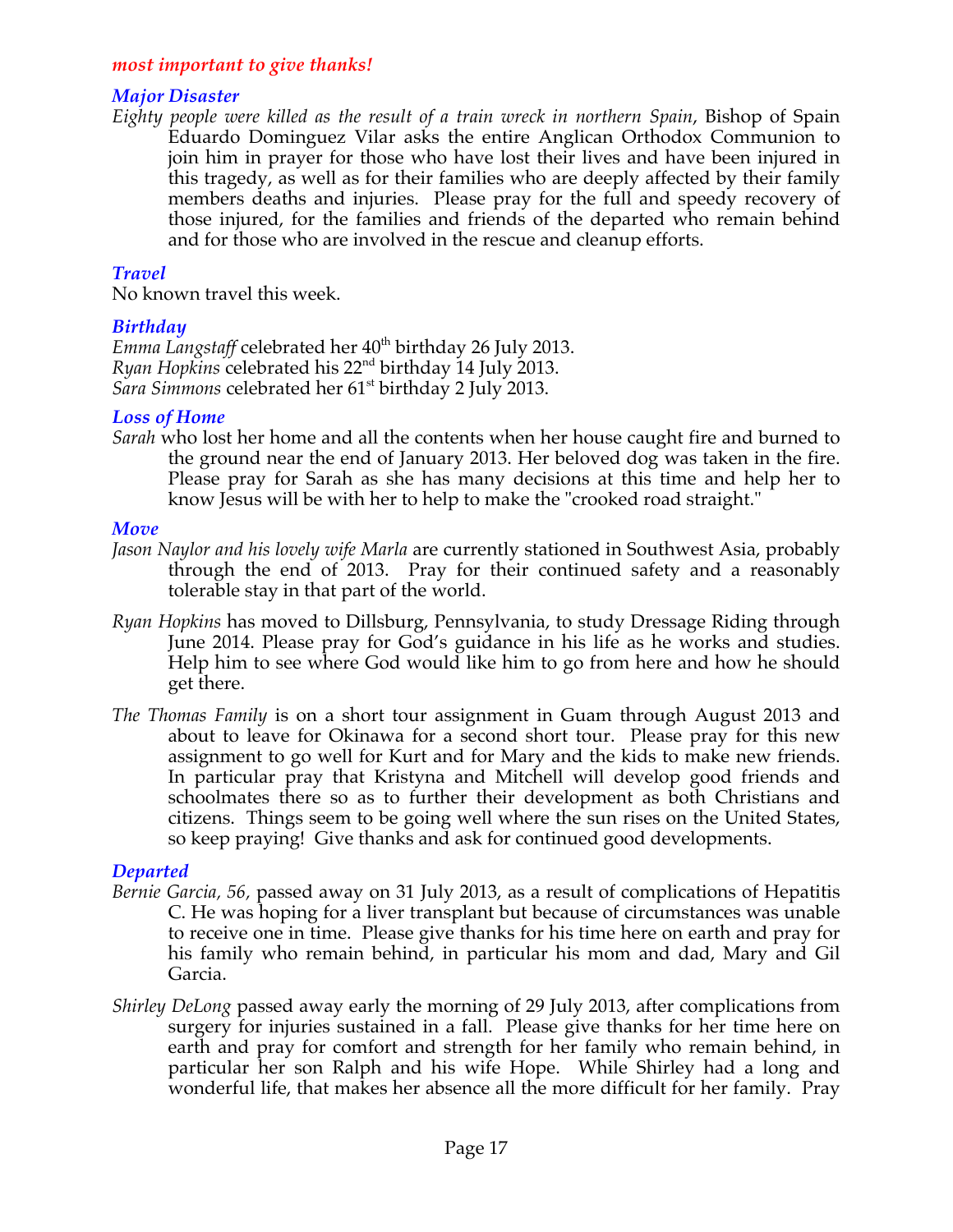***most important to give thanks!***

### *Major Disaster*

*Eighty people were killed as the result of a train wreck in northern Spain*, Bishop of Spain Eduardo Dominguez Vilar asks the entire Anglican Orthodox Communion to join him in prayer for those who have lost their lives and have been injured in this tragedy, as well as for their families who are deeply affected by their family members deaths and injuries. Please pray for the full and speedy recovery of those injured, for the families and friends of the departed who remain behind and for those who are involved in the rescue and cleanup efforts.

### *Travel*

No known travel this week.

### *Birthday*

*Emma Langstaff* celebrated her 40th birthday 26 July 2013.
*Ryan Hopkins* celebrated his 22nd birthday 14 July 2013.
*Sara Simmons* celebrated her 61st birthday 2 July 2013.

### *Loss of Home*

*Sarah* who lost her home and all the contents when her house caught fire and burned to the ground near the end of January 2013. Her beloved dog was taken in the fire. Please pray for Sarah as she has many decisions at this time and help her to know Jesus will be with her to help to make the "crooked road straight."

### *Move*

*Jason Naylor and his lovely wife Marla* are currently stationed in Southwest Asia, probably through the end of 2013. Pray for their continued safety and a reasonably tolerable stay in that part of the world.

*Ryan Hopkins* has moved to Dillsburg, Pennsylvania, to study Dressage Riding through June 2014. Please pray for God's guidance in his life as he works and studies. Help him to see where God would like him to go from here and how he should get there.

*The Thomas Family* is on a short tour assignment in Guam through August 2013 and about to leave for Okinawa for a second short tour. Please pray for this new assignment to go well for Kurt and for Mary and the kids to make new friends. In particular pray that Kristyna and Mitchell will develop good friends and schoolmates there so as to further their development as both Christians and citizens. Things seem to be going well where the sun rises on the United States, so keep praying! Give thanks and ask for continued good developments.

### *Departed*

*Bernie Garcia, 56,* passed away on 31 July 2013, as a result of complications of Hepatitis C. He was hoping for a liver transplant but because of circumstances was unable to receive one in time. Please give thanks for his time here on earth and pray for his family who remain behind, in particular his mom and dad, Mary and Gil Garcia.

*Shirley DeLong* passed away early the morning of 29 July 2013, after complications from surgery for injuries sustained in a fall. Please give thanks for her time here on earth and pray for comfort and strength for her family who remain behind, in particular her son Ralph and his wife Hope. While Shirley had a long and wonderful life, that makes her absence all the more difficult for her family. Pray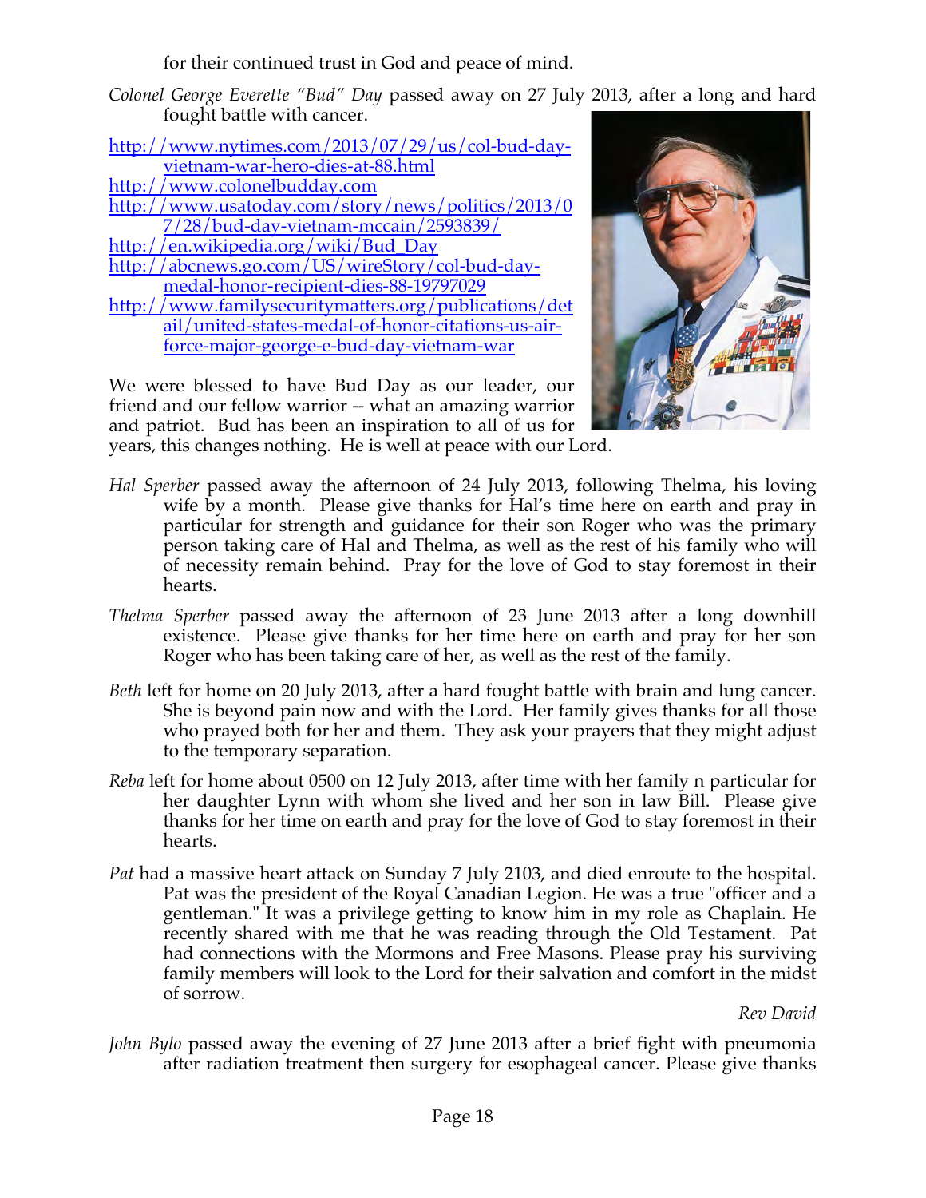for their continued trust in God and peace of mind.

*Colonel George Everette "Bud" Day* passed away on 27 July 2013, after a long and hard fought battle with cancer.

http://www.nytimes.com/2013/07/29/us/col-bud-day-vietnam-war-hero-dies-at-88.html
http://www.colonelbudday.com
http://www.usatoday.com/story/news/politics/2013/07/28/bud-day-vietnam-mccain/2593839/
http://en.wikipedia.org/wiki/Bud_Day
http://abcnews.go.com/US/wireStory/col-bud-day-medal-honor-recipient-dies-88-19797029
http://www.familysecuritymatters.org/publications/detail/united-states-medal-of-honor-citations-us-air-force-major-george-e-bud-day-vietnam-war

We were blessed to have Bud Day as our leader, our friend and our fellow warrior -- what an amazing warrior and patriot. Bud has been an inspiration to all of us for years, this changes nothing. He is well at peace with our Lord.

*Hal Sperber* passed away the afternoon of 24 July 2013, following Thelma, his loving wife by a month. Please give thanks for Hal's time here on earth and pray in particular for strength and guidance for their son Roger who was the primary person taking care of Hal and Thelma, as well as the rest of his family who will of necessity remain behind. Pray for the love of God to stay foremost in their hearts.

*Thelma Sperber* passed away the afternoon of 23 June 2013 after a long downhill existence. Please give thanks for her time here on earth and pray for her son Roger who has been taking care of her, as well as the rest of the family.

*Beth* left for home on 20 July 2013, after a hard fought battle with brain and lung cancer. She is beyond pain now and with the Lord. Her family gives thanks for all those who prayed both for her and them. They ask your prayers that they might adjust to the temporary separation.

*Reba* left for home about 0500 on 12 July 2013, after time with her family n particular for her daughter Lynn with whom she lived and her son in law Bill. Please give thanks for her time on earth and pray for the love of God to stay foremost in their hearts.

*Pat* had a massive heart attack on Sunday 7 July 2103, and died enroute to the hospital. Pat was the president of the Royal Canadian Legion. He was a true "officer and a gentleman." It was a privilege getting to know him in my role as Chaplain. He recently shared with me that he was reading through the Old Testament. Pat had connections with the Mormons and Free Masons. Please pray his surviving family members will look to the Lord for their salvation and comfort in the midst of sorrow.

*Rev David*

*John Bylo* passed away the evening of 27 June 2013 after a brief fight with pneumonia after radiation treatment then surgery for esophageal cancer. Please give thanks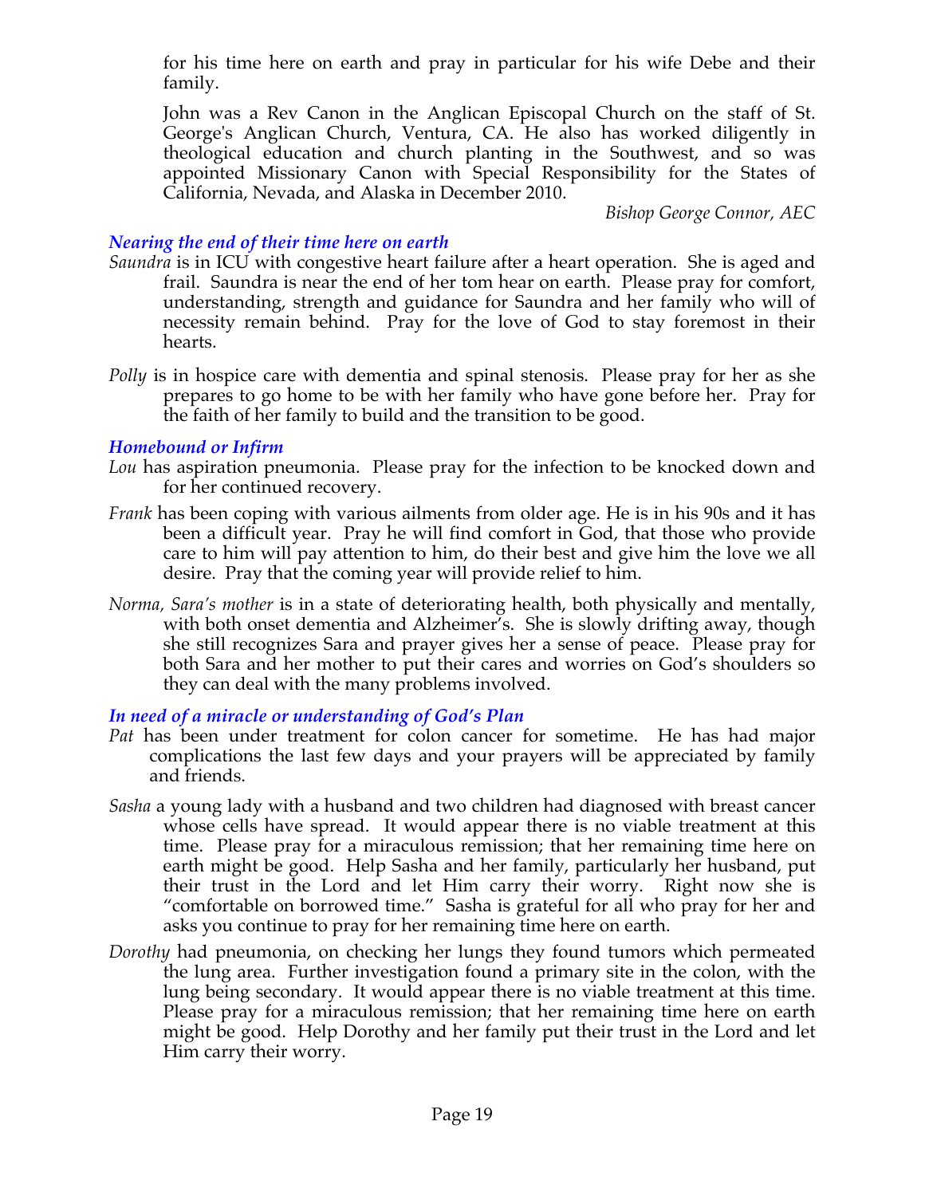for his time here on earth and pray in particular for his wife Debe and their family.

John was a Rev Canon in the Anglican Episcopal Church on the staff of St. George's Anglican Church, Ventura, CA. He also has worked diligently in theological education and church planting in the Southwest, and so was appointed Missionary Canon with Special Responsibility for the States of California, Nevada, and Alaska in December 2010.

*Bishop George Connor, AEC*

### *Nearing the end of their time here on earth*

*Saundra* is in ICU with congestive heart failure after a heart operation. She is aged and frail. Saundra is near the end of her tom hear on earth. Please pray for comfort, understanding, strength and guidance for Saundra and her family who will of necessity remain behind. Pray for the love of God to stay foremost in their hearts.

*Polly* is in hospice care with dementia and spinal stenosis. Please pray for her as she prepares to go home to be with her family who have gone before her. Pray for the faith of her family to build and the transition to be good.

### *Homebound or Infirm*

*Lou* has aspiration pneumonia. Please pray for the infection to be knocked down and for her continued recovery.

*Frank* has been coping with various ailments from older age. He is in his 90s and it has been a difficult year. Pray he will find comfort in God, that those who provide care to him will pay attention to him, do their best and give him the love we all desire. Pray that the coming year will provide relief to him.

*Norma, Sara's mother* is in a state of deteriorating health, both physically and mentally, with both onset dementia and Alzheimer's. She is slowly drifting away, though she still recognizes Sara and prayer gives her a sense of peace. Please pray for both Sara and her mother to put their cares and worries on God's shoulders so they can deal with the many problems involved.

### *In need of a miracle or understanding of God's Plan*

*Pat* has been under treatment for colon cancer for sometime. He has had major complications the last few days and your prayers will be appreciated by family and friends.

*Sasha* a young lady with a husband and two children had diagnosed with breast cancer whose cells have spread. It would appear there is no viable treatment at this time. Please pray for a miraculous remission; that her remaining time here on earth might be good. Help Sasha and her family, particularly her husband, put their trust in the Lord and let Him carry their worry. Right now she is "comfortable on borrowed time." Sasha is grateful for all who pray for her and asks you continue to pray for her remaining time here on earth.

*Dorothy* had pneumonia, on checking her lungs they found tumors which permeated the lung area. Further investigation found a primary site in the colon, with the lung being secondary. It would appear there is no viable treatment at this time. Please pray for a miraculous remission; that her remaining time here on earth might be good. Help Dorothy and her family put their trust in the Lord and let Him carry their worry.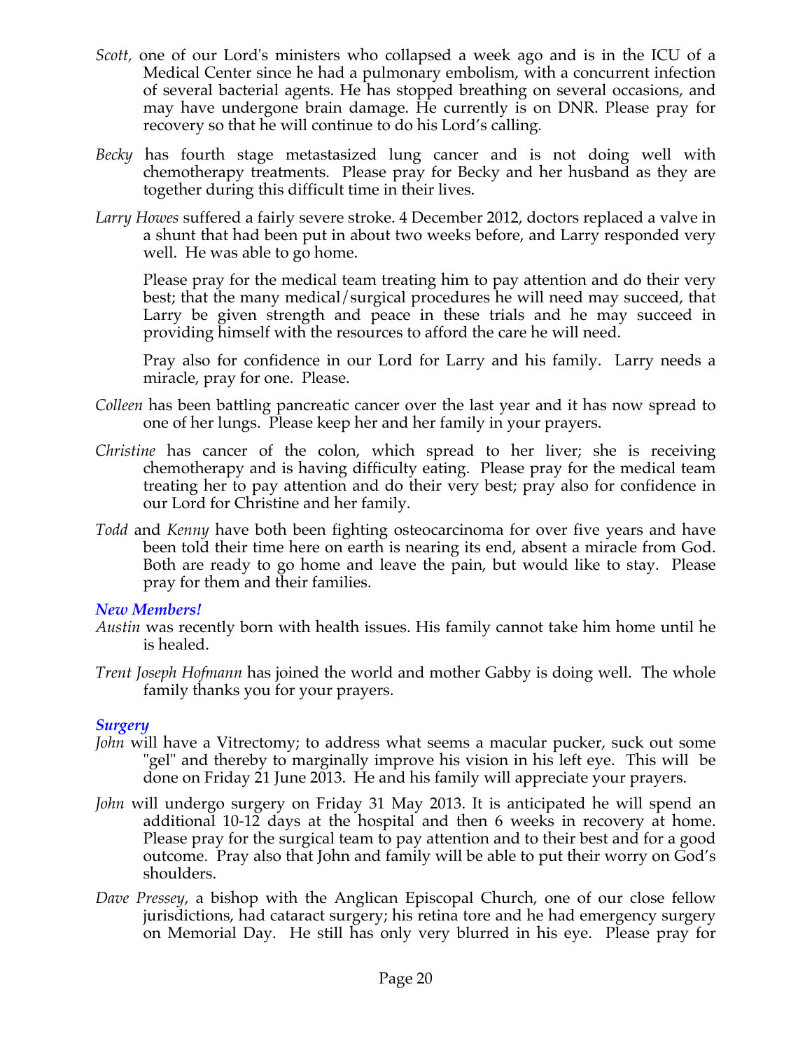*Scott*, one of our Lord's ministers who collapsed a week ago and is in the ICU of a Medical Center since he had a pulmonary embolism, with a concurrent infection of several bacterial agents. He has stopped breathing on several occasions, and may have undergone brain damage. He currently is on DNR. Please pray for recovery so that he will continue to do his Lord's calling.

*Becky* has fourth stage metastasized lung cancer and is not doing well with chemotherapy treatments. Please pray for Becky and her husband as they are together during this difficult time in their lives.

*Larry Howes* suffered a fairly severe stroke. 4 December 2012, doctors replaced a valve in a shunt that had been put in about two weeks before, and Larry responded very well. He was able to go home.

Please pray for the medical team treating him to pay attention and do their very best; that the many medical/surgical procedures he will need may succeed, that Larry be given strength and peace in these trials and he may succeed in providing himself with the resources to afford the care he will need.

Pray also for confidence in our Lord for Larry and his family. Larry needs a miracle, pray for one. Please.

*Colleen* has been battling pancreatic cancer over the last year and it has now spread to one of her lungs. Please keep her and her family in your prayers.

*Christine* has cancer of the colon, which spread to her liver; she is receiving chemotherapy and is having difficulty eating. Please pray for the medical team treating her to pay attention and do their very best; pray also for confidence in our Lord for Christine and her family.

*Todd* and *Kenny* have both been fighting osteocarcinoma for over five years and have been told their time here on earth is nearing its end, absent a miracle from God. Both are ready to go home and leave the pain, but would like to stay. Please pray for them and their families.

### *New Members!*

*Austin* was recently born with health issues. His family cannot take him home until he is healed.

*Trent Joseph Hofmann* has joined the world and mother Gabby is doing well. The whole family thanks you for your prayers.

### *Surgery*

*John* will have a Vitrectomy; to address what seems a macular pucker, suck out some "gel" and thereby to marginally improve his vision in his left eye. This will be done on Friday 21 June 2013. He and his family will appreciate your prayers.

*John* will undergo surgery on Friday 31 May 2013. It is anticipated he will spend an additional 10-12 days at the hospital and then 6 weeks in recovery at home. Please pray for the surgical team to pay attention and to their best and for a good outcome. Pray also that John and family will be able to put their worry on God's shoulders.

*Dave Pressey*, a bishop with the Anglican Episcopal Church, one of our close fellow jurisdictions, had cataract surgery; his retina tore and he had emergency surgery on Memorial Day. He still has only very blurred in his eye. Please pray for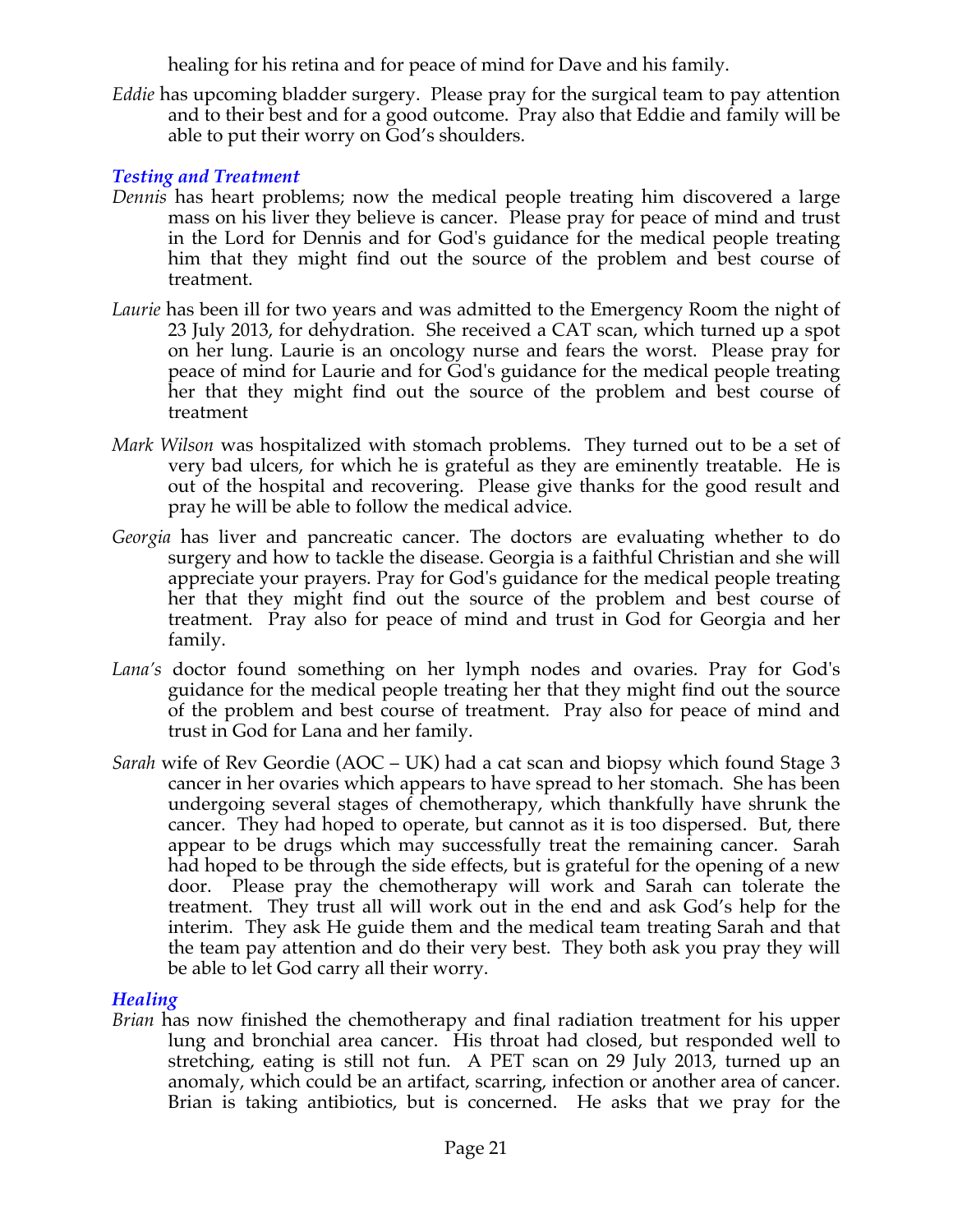healing for his retina and for peace of mind for Dave and his family.

*Eddie* has upcoming bladder surgery. Please pray for the surgical team to pay attention and to their best and for a good outcome. Pray also that Eddie and family will be able to put their worry on God's shoulders.

### *Testing and Treatment*

*Dennis* has heart problems; now the medical people treating him discovered a large mass on his liver they believe is cancer. Please pray for peace of mind and trust in the Lord for Dennis and for God's guidance for the medical people treating him that they might find out the source of the problem and best course of treatment.

*Laurie* has been ill for two years and was admitted to the Emergency Room the night of 23 July 2013, for dehydration. She received a CAT scan, which turned up a spot on her lung. Laurie is an oncology nurse and fears the worst. Please pray for peace of mind for Laurie and for God's guidance for the medical people treating her that they might find out the source of the problem and best course of treatment

*Mark Wilson* was hospitalized with stomach problems. They turned out to be a set of very bad ulcers, for which he is grateful as they are eminently treatable. He is out of the hospital and recovering. Please give thanks for the good result and pray he will be able to follow the medical advice.

*Georgia* has liver and pancreatic cancer. The doctors are evaluating whether to do surgery and how to tackle the disease. Georgia is a faithful Christian and she will appreciate your prayers. Pray for God's guidance for the medical people treating her that they might find out the source of the problem and best course of treatment. Pray also for peace of mind and trust in God for Georgia and her family.

*Lana's* doctor found something on her lymph nodes and ovaries. Pray for God's guidance for the medical people treating her that they might find out the source of the problem and best course of treatment. Pray also for peace of mind and trust in God for Lana and her family.

*Sarah* wife of Rev Geordie (AOC – UK) had a cat scan and biopsy which found Stage 3 cancer in her ovaries which appears to have spread to her stomach. She has been undergoing several stages of chemotherapy, which thankfully have shrunk the cancer. They had hoped to operate, but cannot as it is too dispersed. But, there appear to be drugs which may successfully treat the remaining cancer. Sarah had hoped to be through the side effects, but is grateful for the opening of a new door. Please pray the chemotherapy will work and Sarah can tolerate the treatment. They trust all will work out in the end and ask God's help for the interim. They ask He guide them and the medical team treating Sarah and that the team pay attention and do their very best. They both ask you pray they will be able to let God carry all their worry.

### *Healing*

*Brian* has now finished the chemotherapy and final radiation treatment for his upper lung and bronchial area cancer. His throat had closed, but responded well to stretching, eating is still not fun. A PET scan on 29 July 2013, turned up an anomaly, which could be an artifact, scarring, infection or another area of cancer. Brian is taking antibiotics, but is concerned. He asks that we pray for the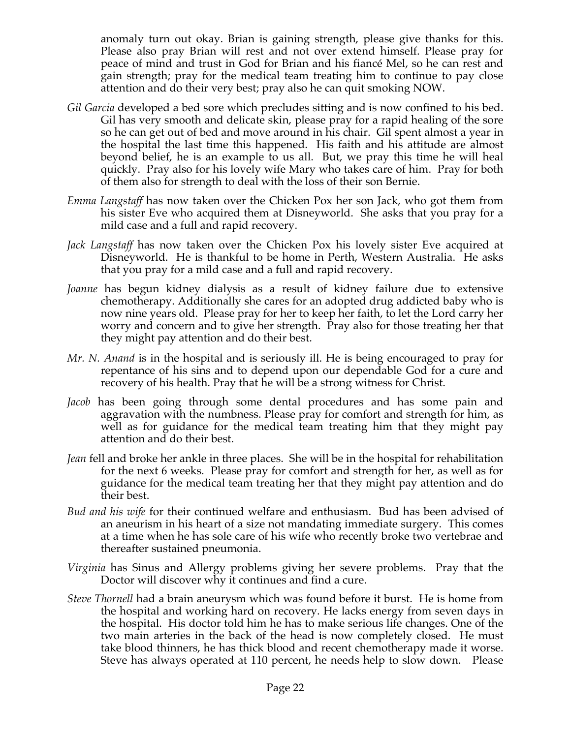anomaly turn out okay. Brian is gaining strength, please give thanks for this. Please also pray Brian will rest and not over extend himself. Please pray for peace of mind and trust in God for Brian and his fiancé Mel, so he can rest and gain strength; pray for the medical team treating him to continue to pay close attention and do their very best; pray also he can quit smoking NOW.

*Gil Garcia* developed a bed sore which precludes sitting and is now confined to his bed. Gil has very smooth and delicate skin, please pray for a rapid healing of the sore so he can get out of bed and move around in his chair. Gil spent almost a year in the hospital the last time this happened. His faith and his attitude are almost beyond belief, he is an example to us all. But, we pray this time he will heal quickly. Pray also for his lovely wife Mary who takes care of him. Pray for both of them also for strength to deal with the loss of their son Bernie.

*Emma Langstaff* has now taken over the Chicken Pox her son Jack, who got them from his sister Eve who acquired them at Disneyworld. She asks that you pray for a mild case and a full and rapid recovery.

*Jack Langstaff* has now taken over the Chicken Pox his lovely sister Eve acquired at Disneyworld. He is thankful to be home in Perth, Western Australia. He asks that you pray for a mild case and a full and rapid recovery.

*Joanne* has begun kidney dialysis as a result of kidney failure due to extensive chemotherapy. Additionally she cares for an adopted drug addicted baby who is now nine years old. Please pray for her to keep her faith, to let the Lord carry her worry and concern and to give her strength. Pray also for those treating her that they might pay attention and do their best.

*Mr. N. Anand* is in the hospital and is seriously ill. He is being encouraged to pray for repentance of his sins and to depend upon our dependable God for a cure and recovery of his health. Pray that he will be a strong witness for Christ.

*Jacob* has been going through some dental procedures and has some pain and aggravation with the numbness. Please pray for comfort and strength for him, as well as for guidance for the medical team treating him that they might pay attention and do their best.

*Jean* fell and broke her ankle in three places. She will be in the hospital for rehabilitation for the next 6 weeks. Please pray for comfort and strength for her, as well as for guidance for the medical team treating her that they might pay attention and do their best.

*Bud and his wife* for their continued welfare and enthusiasm. Bud has been advised of an aneurism in his heart of a size not mandating immediate surgery. This comes at a time when he has sole care of his wife who recently broke two vertebrae and thereafter sustained pneumonia.

*Virginia* has Sinus and Allergy problems giving her severe problems. Pray that the Doctor will discover why it continues and find a cure.

*Steve Thornell* had a brain aneurysm which was found before it burst. He is home from the hospital and working hard on recovery. He lacks energy from seven days in the hospital. His doctor told him he has to make serious life changes. One of the two main arteries in the back of the head is now completely closed. He must take blood thinners, he has thick blood and recent chemotherapy made it worse. Steve has always operated at 110 percent, he needs help to slow down. Please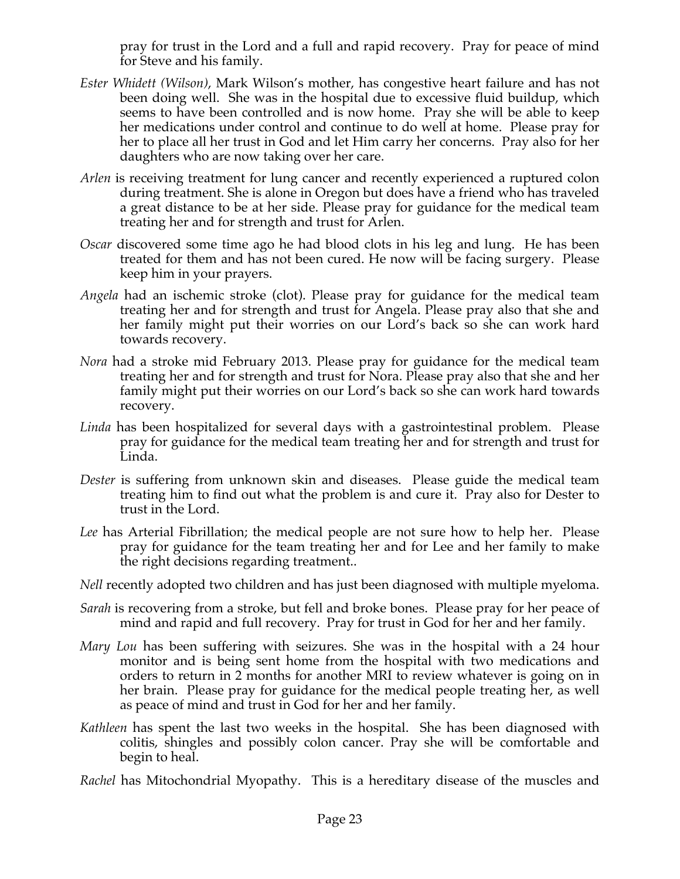pray for trust in the Lord and a full and rapid recovery. Pray for peace of mind for Steve and his family.

*Ester Whidett (Wilson)*, Mark Wilson's mother, has congestive heart failure and has not been doing well. She was in the hospital due to excessive fluid buildup, which seems to have been controlled and is now home. Pray she will be able to keep her medications under control and continue to do well at home. Please pray for her to place all her trust in God and let Him carry her concerns. Pray also for her daughters who are now taking over her care.

*Arlen* is receiving treatment for lung cancer and recently experienced a ruptured colon during treatment. She is alone in Oregon but does have a friend who has traveled a great distance to be at her side. Please pray for guidance for the medical team treating her and for strength and trust for Arlen.

*Oscar* discovered some time ago he had blood clots in his leg and lung. He has been treated for them and has not been cured. He now will be facing surgery. Please keep him in your prayers.

*Angela* had an ischemic stroke (clot). Please pray for guidance for the medical team treating her and for strength and trust for Angela. Please pray also that she and her family might put their worries on our Lord's back so she can work hard towards recovery.

*Nora* had a stroke mid February 2013. Please pray for guidance for the medical team treating her and for strength and trust for Nora. Please pray also that she and her family might put their worries on our Lord's back so she can work hard towards recovery.

*Linda* has been hospitalized for several days with a gastrointestinal problem. Please pray for guidance for the medical team treating her and for strength and trust for Linda.

*Dester* is suffering from unknown skin and diseases. Please guide the medical team treating him to find out what the problem is and cure it. Pray also for Dester to trust in the Lord.

*Lee* has Arterial Fibrillation; the medical people are not sure how to help her. Please pray for guidance for the team treating her and for Lee and her family to make the right decisions regarding treatment..

*Nell* recently adopted two children and has just been diagnosed with multiple myeloma.

*Sarah* is recovering from a stroke, but fell and broke bones. Please pray for her peace of mind and rapid and full recovery. Pray for trust in God for her and her family.

*Mary Lou* has been suffering with seizures. She was in the hospital with a 24 hour monitor and is being sent home from the hospital with two medications and orders to return in 2 months for another MRI to review whatever is going on in her brain. Please pray for guidance for the medical people treating her, as well as peace of mind and trust in God for her and her family.

*Kathleen* has spent the last two weeks in the hospital. She has been diagnosed with colitis, shingles and possibly colon cancer. Pray she will be comfortable and begin to heal.

*Rachel* has Mitochondrial Myopathy. This is a hereditary disease of the muscles and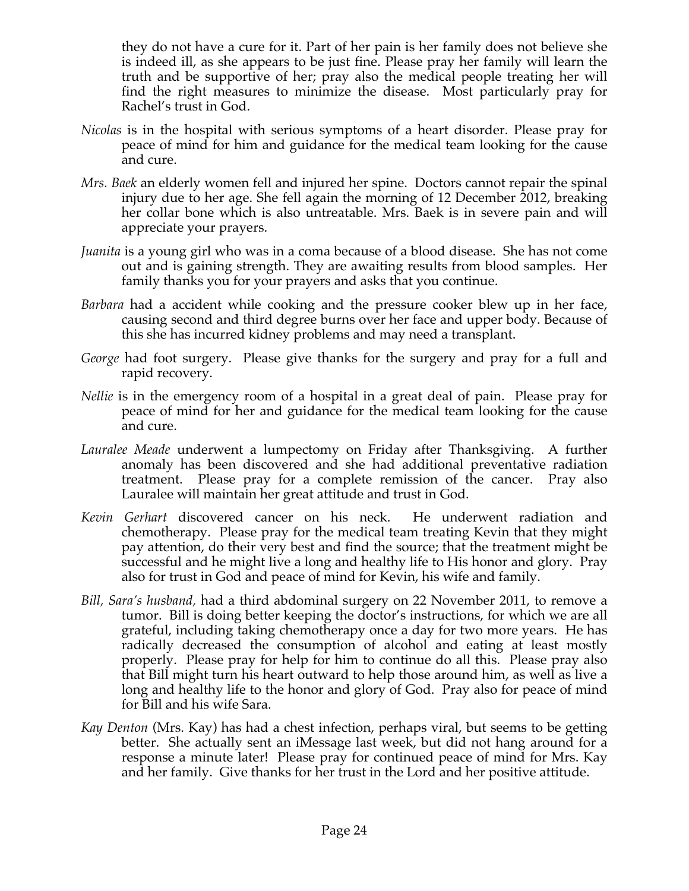they do not have a cure for it. Part of her pain is her family does not believe she is indeed ill, as she appears to be just fine. Please pray her family will learn the truth and be supportive of her; pray also the medical people treating her will find the right measures to minimize the disease. Most particularly pray for Rachel's trust in God.

*Nicolas* is in the hospital with serious symptoms of a heart disorder. Please pray for peace of mind for him and guidance for the medical team looking for the cause and cure.

*Mrs. Baek* an elderly women fell and injured her spine. Doctors cannot repair the spinal injury due to her age. She fell again the morning of 12 December 2012, breaking her collar bone which is also untreatable. Mrs. Baek is in severe pain and will appreciate your prayers.

*Juanita* is a young girl who was in a coma because of a blood disease. She has not come out and is gaining strength. They are awaiting results from blood samples. Her family thanks you for your prayers and asks that you continue.

*Barbara* had a accident while cooking and the pressure cooker blew up in her face, causing second and third degree burns over her face and upper body. Because of this she has incurred kidney problems and may need a transplant.

*George* had foot surgery. Please give thanks for the surgery and pray for a full and rapid recovery.

*Nellie* is in the emergency room of a hospital in a great deal of pain. Please pray for peace of mind for her and guidance for the medical team looking for the cause and cure.

*Lauralee Meade* underwent a lumpectomy on Friday after Thanksgiving. A further anomaly has been discovered and she had additional preventative radiation treatment. Please pray for a complete remission of the cancer. Pray also Lauralee will maintain her great attitude and trust in God.

*Kevin Gerhart* discovered cancer on his neck. He underwent radiation and chemotherapy. Please pray for the medical team treating Kevin that they might pay attention, do their very best and find the source; that the treatment might be successful and he might live a long and healthy life to His honor and glory. Pray also for trust in God and peace of mind for Kevin, his wife and family.

*Bill, Sara's husband,* had a third abdominal surgery on 22 November 2011, to remove a tumor. Bill is doing better keeping the doctor's instructions, for which we are all grateful, including taking chemotherapy once a day for two more years. He has radically decreased the consumption of alcohol and eating at least mostly properly. Please pray for help for him to continue do all this. Please pray also that Bill might turn his heart outward to help those around him, as well as live a long and healthy life to the honor and glory of God. Pray also for peace of mind for Bill and his wife Sara.

*Kay Denton* (Mrs. Kay) has had a chest infection, perhaps viral, but seems to be getting better. She actually sent an iMessage last week, but did not hang around for a response a minute later! Please pray for continued peace of mind for Mrs. Kay and her family. Give thanks for her trust in the Lord and her positive attitude.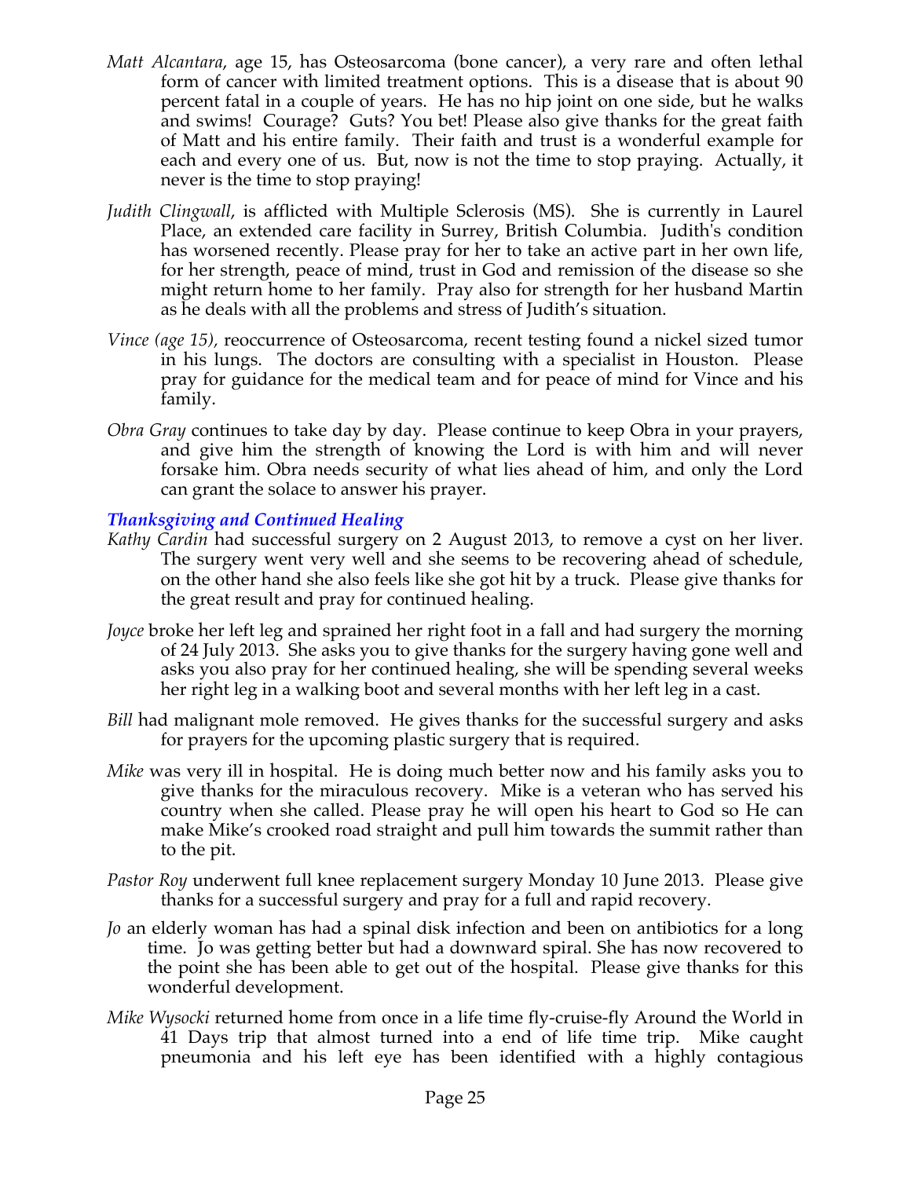*Matt Alcantara*, age 15, has Osteosarcoma (bone cancer), a very rare and often lethal form of cancer with limited treatment options. This is a disease that is about 90 percent fatal in a couple of years. He has no hip joint on one side, but he walks and swims! Courage? Guts? You bet! Please also give thanks for the great faith of Matt and his entire family. Their faith and trust is a wonderful example for each and every one of us. But, now is not the time to stop praying. Actually, it never is the time to stop praying!

*Judith Clingwall*, is afflicted with Multiple Sclerosis (MS). She is currently in Laurel Place, an extended care facility in Surrey, British Columbia. Judith's condition has worsened recently. Please pray for her to take an active part in her own life, for her strength, peace of mind, trust in God and remission of the disease so she might return home to her family. Pray also for strength for her husband Martin as he deals with all the problems and stress of Judith's situation.

*Vince (age 15),* reoccurrence of Osteosarcoma, recent testing found a nickel sized tumor in his lungs. The doctors are consulting with a specialist in Houston. Please pray for guidance for the medical team and for peace of mind for Vince and his family.

*Obra Gray* continues to take day by day. Please continue to keep Obra in your prayers, and give him the strength of knowing the Lord is with him and will never forsake him. Obra needs security of what lies ahead of him, and only the Lord can grant the solace to answer his prayer.

### *Thanksgiving and Continued Healing*

*Kathy Cardin* had successful surgery on 2 August 2013, to remove a cyst on her liver. The surgery went very well and she seems to be recovering ahead of schedule, on the other hand she also feels like she got hit by a truck. Please give thanks for the great result and pray for continued healing.

*Joyce* broke her left leg and sprained her right foot in a fall and had surgery the morning of 24 July 2013. She asks you to give thanks for the surgery having gone well and asks you also pray for her continued healing, she will be spending several weeks her right leg in a walking boot and several months with her left leg in a cast.

*Bill* had malignant mole removed. He gives thanks for the successful surgery and asks for prayers for the upcoming plastic surgery that is required.

*Mike* was very ill in hospital. He is doing much better now and his family asks you to give thanks for the miraculous recovery. Mike is a veteran who has served his country when she called. Please pray he will open his heart to God so He can make Mike's crooked road straight and pull him towards the summit rather than to the pit.

*Pastor Roy* underwent full knee replacement surgery Monday 10 June 2013. Please give thanks for a successful surgery and pray for a full and rapid recovery.

*Jo* an elderly woman has had a spinal disk infection and been on antibiotics for a long time. Jo was getting better but had a downward spiral. She has now recovered to the point she has been able to get out of the hospital. Please give thanks for this wonderful development.

*Mike Wysocki* returned home from once in a life time fly-cruise-fly Around the World in 41 Days trip that almost turned into a end of life time trip. Mike caught pneumonia and his left eye has been identified with a highly contagious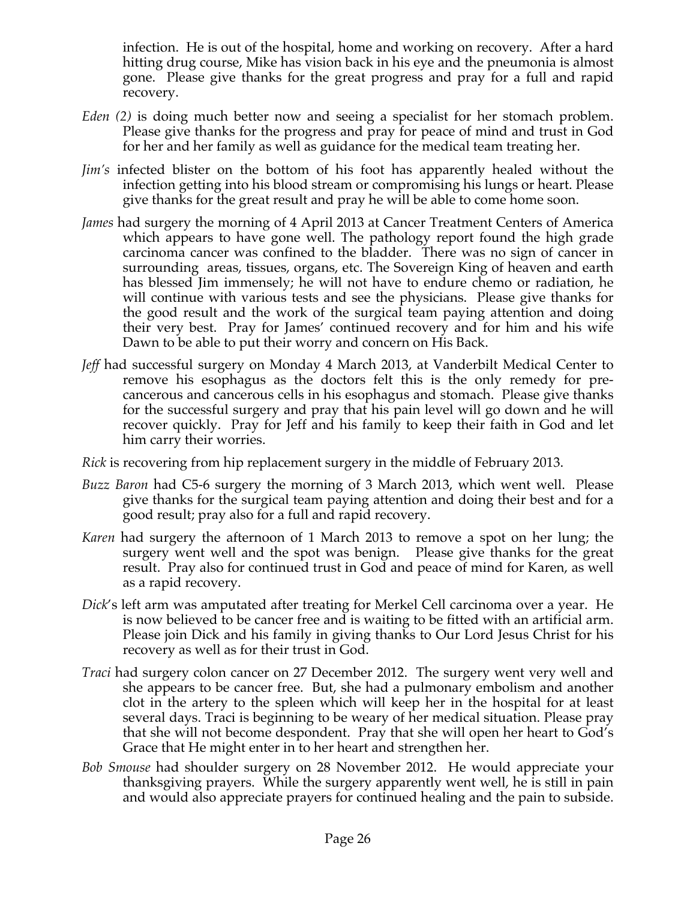infection. He is out of the hospital, home and working on recovery. After a hard hitting drug course, Mike has vision back in his eye and the pneumonia is almost gone. Please give thanks for the great progress and pray for a full and rapid recovery.

*Eden (2)* is doing much better now and seeing a specialist for her stomach problem. Please give thanks for the progress and pray for peace of mind and trust in God for her and her family as well as guidance for the medical team treating her.

*Jim's* infected blister on the bottom of his foot has apparently healed without the infection getting into his blood stream or compromising his lungs or heart. Please give thanks for the great result and pray he will be able to come home soon.

*James* had surgery the morning of 4 April 2013 at Cancer Treatment Centers of America which appears to have gone well. The pathology report found the high grade carcinoma cancer was confined to the bladder. There was no sign of cancer in surrounding areas, tissues, organs, etc. The Sovereign King of heaven and earth has blessed Jim immensely; he will not have to endure chemo or radiation, he will continue with various tests and see the physicians. Please give thanks for the good result and the work of the surgical team paying attention and doing their very best. Pray for James' continued recovery and for him and his wife Dawn to be able to put their worry and concern on His Back.

*Jeff* had successful surgery on Monday 4 March 2013, at Vanderbilt Medical Center to remove his esophagus as the doctors felt this is the only remedy for pre-cancerous and cancerous cells in his esophagus and stomach. Please give thanks for the successful surgery and pray that his pain level will go down and he will recover quickly. Pray for Jeff and his family to keep their faith in God and let him carry their worries.

*Rick* is recovering from hip replacement surgery in the middle of February 2013.

*Buzz Baron* had C5-6 surgery the morning of 3 March 2013, which went well. Please give thanks for the surgical team paying attention and doing their best and for a good result; pray also for a full and rapid recovery.

*Karen* had surgery the afternoon of 1 March 2013 to remove a spot on her lung; the surgery went well and the spot was benign. Please give thanks for the great result. Pray also for continued trust in God and peace of mind for Karen, as well as a rapid recovery.

*Dick*'s left arm was amputated after treating for Merkel Cell carcinoma over a year. He is now believed to be cancer free and is waiting to be fitted with an artificial arm. Please join Dick and his family in giving thanks to Our Lord Jesus Christ for his recovery as well as for their trust in God.

*Traci* had surgery colon cancer on 27 December 2012. The surgery went very well and she appears to be cancer free. But, she had a pulmonary embolism and another clot in the artery to the spleen which will keep her in the hospital for at least several days. Traci is beginning to be weary of her medical situation. Please pray that she will not become despondent. Pray that she will open her heart to God's Grace that He might enter in to her heart and strengthen her.

*Bob Smouse* had shoulder surgery on 28 November 2012. He would appreciate your thanksgiving prayers. While the surgery apparently went well, he is still in pain and would also appreciate prayers for continued healing and the pain to subside.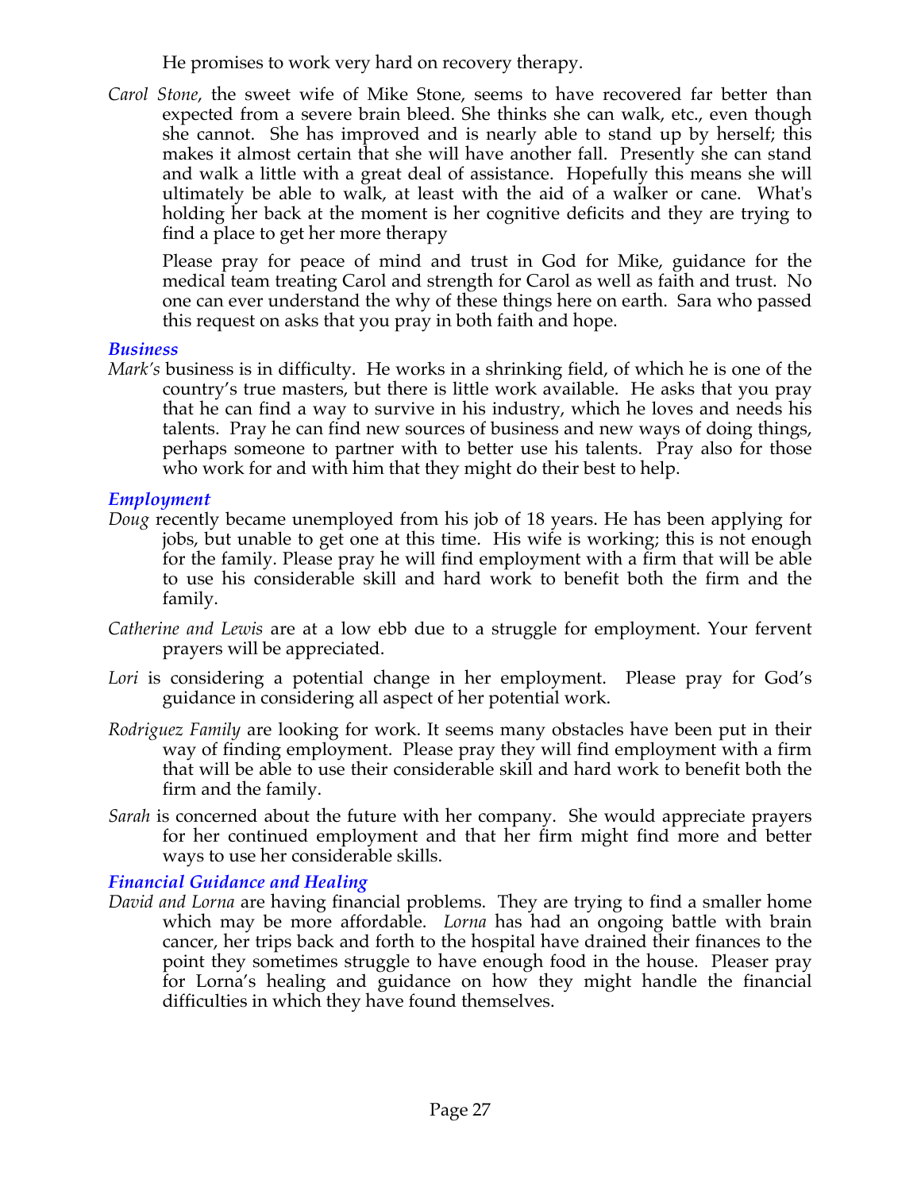He promises to work very hard on recovery therapy.

*Carol Stone*, the sweet wife of Mike Stone, seems to have recovered far better than expected from a severe brain bleed. She thinks she can walk, etc., even though she cannot. She has improved and is nearly able to stand up by herself; this makes it almost certain that she will have another fall. Presently she can stand and walk a little with a great deal of assistance. Hopefully this means she will ultimately be able to walk, at least with the aid of a walker or cane. What's holding her back at the moment is her cognitive deficits and they are trying to find a place to get her more therapy

Please pray for peace of mind and trust in God for Mike, guidance for the medical team treating Carol and strength for Carol as well as faith and trust. No one can ever understand the why of these things here on earth. Sara who passed this request on asks that you pray in both faith and hope.

### *Business*

*Mark's* business is in difficulty. He works in a shrinking field, of which he is one of the country's true masters, but there is little work available. He asks that you pray that he can find a way to survive in his industry, which he loves and needs his talents. Pray he can find new sources of business and new ways of doing things, perhaps someone to partner with to better use his talents. Pray also for those who work for and with him that they might do their best to help.

### *Employment*

*Doug* recently became unemployed from his job of 18 years. He has been applying for jobs, but unable to get one at this time. His wife is working; this is not enough for the family. Please pray he will find employment with a firm that will be able to use his considerable skill and hard work to benefit both the firm and the family.

*Catherine and Lewis* are at a low ebb due to a struggle for employment. Your fervent prayers will be appreciated.

*Lori* is considering a potential change in her employment. Please pray for God's guidance in considering all aspect of her potential work.

*Rodriguez Family* are looking for work. It seems many obstacles have been put in their way of finding employment. Please pray they will find employment with a firm that will be able to use their considerable skill and hard work to benefit both the firm and the family.

*Sarah* is concerned about the future with her company. She would appreciate prayers for her continued employment and that her firm might find more and better ways to use her considerable skills.

### *Financial Guidance and Healing*

*David and Lorna* are having financial problems. They are trying to find a smaller home which may be more affordable. *Lorna* has had an ongoing battle with brain cancer, her trips back and forth to the hospital have drained their finances to the point they sometimes struggle to have enough food in the house. Pleaser pray for Lorna's healing and guidance on how they might handle the financial difficulties in which they have found themselves.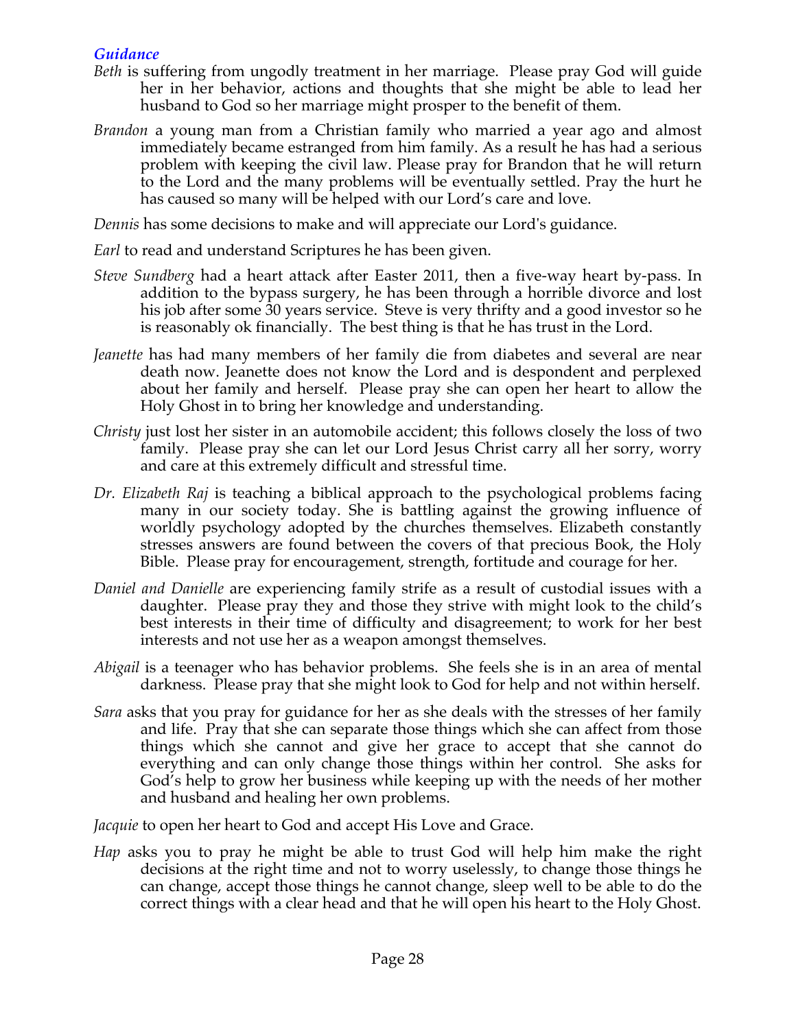### *Guidance*

*Beth* is suffering from ungodly treatment in her marriage. Please pray God will guide her in her behavior, actions and thoughts that she might be able to lead her husband to God so her marriage might prosper to the benefit of them.

*Brandon* a young man from a Christian family who married a year ago and almost immediately became estranged from him family. As a result he has had a serious problem with keeping the civil law. Please pray for Brandon that he will return to the Lord and the many problems will be eventually settled. Pray the hurt he has caused so many will be helped with our Lord's care and love.

*Dennis* has some decisions to make and will appreciate our Lord's guidance.

*Earl* to read and understand Scriptures he has been given.

*Steve Sundberg* had a heart attack after Easter 2011, then a five-way heart by-pass. In addition to the bypass surgery, he has been through a horrible divorce and lost his job after some 30 years service. Steve is very thrifty and a good investor so he is reasonably ok financially. The best thing is that he has trust in the Lord.

*Jeanette* has had many members of her family die from diabetes and several are near death now. Jeanette does not know the Lord and is despondent and perplexed about her family and herself. Please pray she can open her heart to allow the Holy Ghost in to bring her knowledge and understanding.

*Christy* just lost her sister in an automobile accident; this follows closely the loss of two family. Please pray she can let our Lord Jesus Christ carry all her sorry, worry and care at this extremely difficult and stressful time.

*Dr. Elizabeth Raj* is teaching a biblical approach to the psychological problems facing many in our society today. She is battling against the growing influence of worldly psychology adopted by the churches themselves. Elizabeth constantly stresses answers are found between the covers of that precious Book, the Holy Bible. Please pray for encouragement, strength, fortitude and courage for her.

*Daniel and Danielle* are experiencing family strife as a result of custodial issues with a daughter. Please pray they and those they strive with might look to the child's best interests in their time of difficulty and disagreement; to work for her best interests and not use her as a weapon amongst themselves.

*Abigail* is a teenager who has behavior problems. She feels she is in an area of mental darkness. Please pray that she might look to God for help and not within herself.

*Sara* asks that you pray for guidance for her as she deals with the stresses of her family and life. Pray that she can separate those things which she can affect from those things which she cannot and give her grace to accept that she cannot do everything and can only change those things within her control. She asks for God's help to grow her business while keeping up with the needs of her mother and husband and healing her own problems.

*Jacquie* to open her heart to God and accept His Love and Grace.

*Hap* asks you to pray he might be able to trust God will help him make the right decisions at the right time and not to worry uselessly, to change those things he can change, accept those things he cannot change, sleep well to be able to do the correct things with a clear head and that he will open his heart to the Holy Ghost.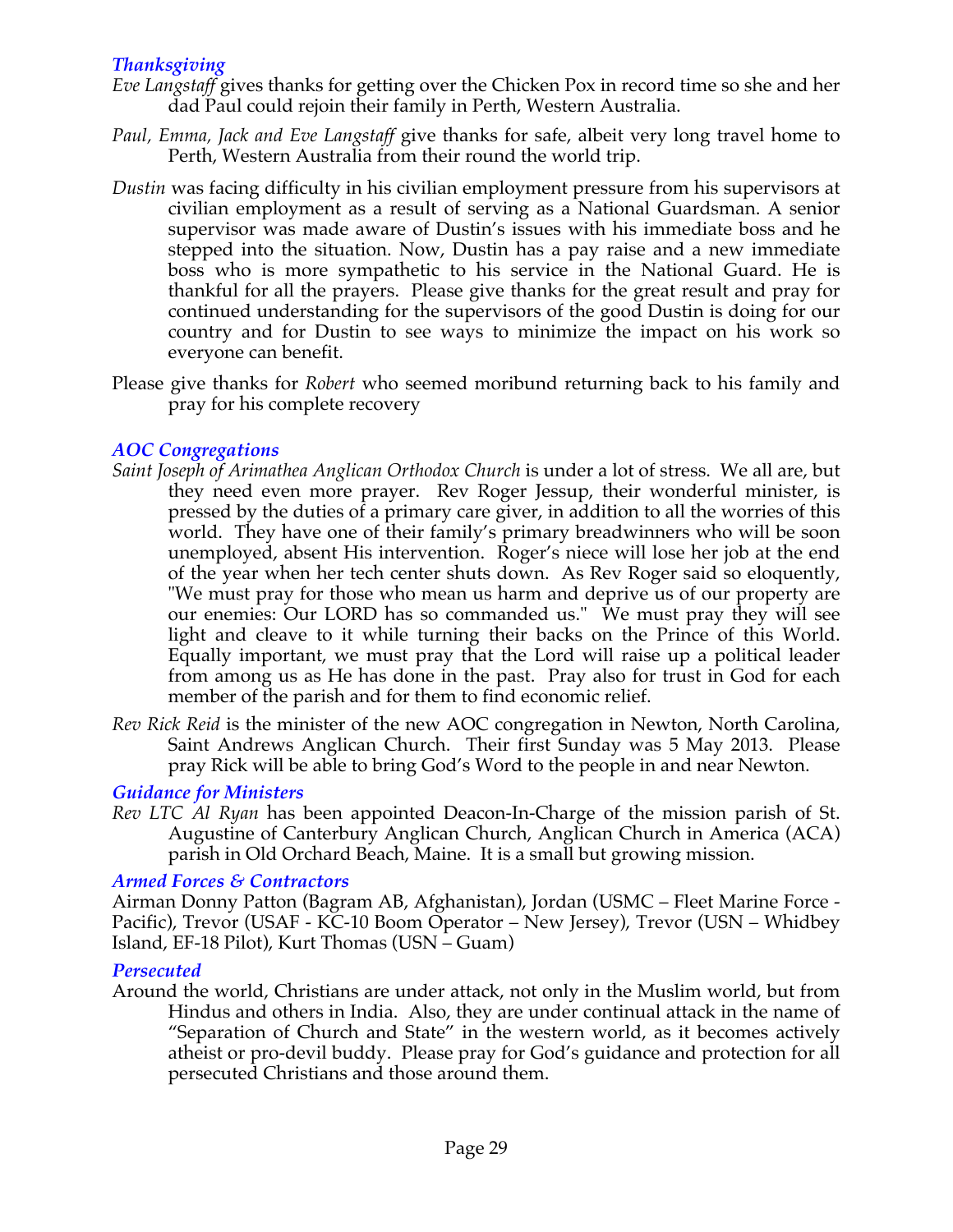## *Thanksgiving*

*Eve Langstaff* gives thanks for getting over the Chicken Pox in record time so she and her dad Paul could rejoin their family in Perth, Western Australia.

*Paul, Emma, Jack and Eve Langstaff* give thanks for safe, albeit very long travel home to Perth, Western Australia from their round the world trip.

*Dustin* was facing difficulty in his civilian employment pressure from his supervisors at civilian employment as a result of serving as a National Guardsman. A senior supervisor was made aware of Dustin's issues with his immediate boss and he stepped into the situation. Now, Dustin has a pay raise and a new immediate boss who is more sympathetic to his service in the National Guard. He is thankful for all the prayers. Please give thanks for the great result and pray for continued understanding for the supervisors of the good Dustin is doing for our country and for Dustin to see ways to minimize the impact on his work so everyone can benefit.

Please give thanks for *Robert* who seemed moribund returning back to his family and pray for his complete recovery

## *AOC Congregations*

*Saint Joseph of Arimathea Anglican Orthodox Church* is under a lot of stress. We all are, but they need even more prayer. Rev Roger Jessup, their wonderful minister, is pressed by the duties of a primary care giver, in addition to all the worries of this world. They have one of their family's primary breadwinners who will be soon unemployed, absent His intervention. Roger's niece will lose her job at the end of the year when her tech center shuts down. As Rev Roger said so eloquently, "We must pray for those who mean us harm and deprive us of our property are our enemies: Our LORD has so commanded us." We must pray they will see light and cleave to it while turning their backs on the Prince of this World. Equally important, we must pray that the Lord will raise up a political leader from among us as He has done in the past. Pray also for trust in God for each member of the parish and for them to find economic relief.

*Rev Rick Reid* is the minister of the new AOC congregation in Newton, North Carolina, Saint Andrews Anglican Church. Their first Sunday was 5 May 2013. Please pray Rick will be able to bring God's Word to the people in and near Newton.

## *Guidance for Ministers*

*Rev LTC Al Ryan* has been appointed Deacon-In-Charge of the mission parish of St. Augustine of Canterbury Anglican Church, Anglican Church in America (ACA) parish in Old Orchard Beach, Maine. It is a small but growing mission.

## *Armed Forces & Contractors*

Airman Donny Patton (Bagram AB, Afghanistan), Jordan (USMC – Fleet Marine Force - Pacific), Trevor (USAF - KC-10 Boom Operator – New Jersey), Trevor (USN – Whidbey Island, EF-18 Pilot), Kurt Thomas (USN – Guam)

## *Persecuted*

Around the world, Christians are under attack, not only in the Muslim world, but from Hindus and others in India. Also, they are under continual attack in the name of "Separation of Church and State" in the western world, as it becomes actively atheist or pro-devil buddy. Please pray for God's guidance and protection for all persecuted Christians and those around them.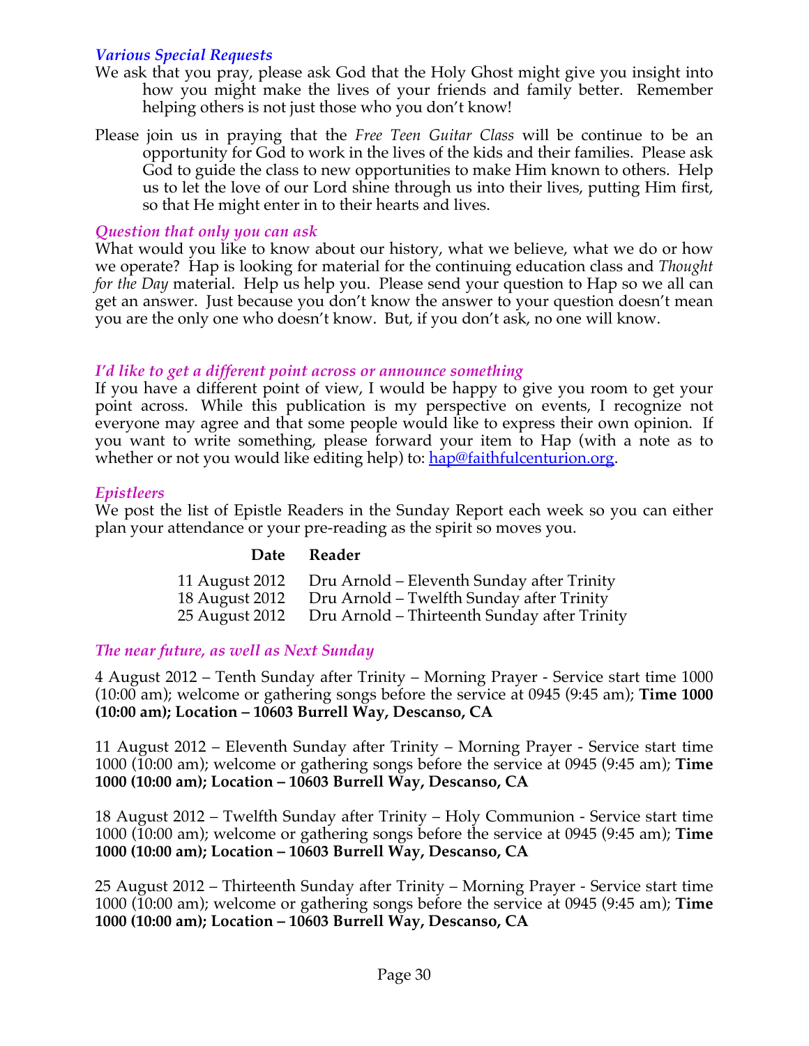### *Various Special Requests*

We ask that you pray, please ask God that the Holy Ghost might give you insight into how you might make the lives of your friends and family better. Remember helping others is not just those who you don't know!

Please join us in praying that the *Free Teen Guitar Class* will be continue to be an opportunity for God to work in the lives of the kids and their families. Please ask God to guide the class to new opportunities to make Him known to others. Help us to let the love of our Lord shine through us into their lives, putting Him first, so that He might enter in to their hearts and lives.

### *Question that only you can ask*

What would you like to know about our history, what we believe, what we do or how we operate? Hap is looking for material for the continuing education class and *Thought for the Day* material. Help us help you. Please send your question to Hap so we all can get an answer. Just because you don't know the answer to your question doesn't mean you are the only one who doesn't know. But, if you don't ask, no one will know.

### *I'd like to get a different point across or announce something*

If you have a different point of view, I would be happy to give you room to get your point across. While this publication is my perspective on events, I recognize not everyone may agree and that some people would like to express their own opinion. If you want to write something, please forward your item to Hap (with a note as to whether or not you would like editing help) to: hap@faithfulcenturion.org.

### *Epistleers*

We post the list of Epistle Readers in the Sunday Report each week so you can either plan your attendance or your pre-reading as the spirit so moves you.

| Date | Reader |
|---|---|
| 11 August 2012 | Dru Arnold – Eleventh Sunday after Trinity |
| 18 August 2012 | Dru Arnold – Twelfth Sunday after Trinity |
| 25 August 2012 | Dru Arnold – Thirteenth Sunday after Trinity |

### *The near future, as well as Next Sunday*

4 August 2012 – Tenth Sunday after Trinity – Morning Prayer - Service start time 1000 (10:00 am); welcome or gathering songs before the service at 0945 (9:45 am); **Time 1000 (10:00 am); Location – 10603 Burrell Way, Descanso, CA**

11 August 2012 – Eleventh Sunday after Trinity – Morning Prayer - Service start time 1000 (10:00 am); welcome or gathering songs before the service at 0945 (9:45 am); **Time 1000 (10:00 am); Location – 10603 Burrell Way, Descanso, CA**

18 August 2012 – Twelfth Sunday after Trinity – Holy Communion - Service start time 1000 (10:00 am); welcome or gathering songs before the service at 0945 (9:45 am); **Time 1000 (10:00 am); Location – 10603 Burrell Way, Descanso, CA**

25 August 2012 – Thirteenth Sunday after Trinity – Morning Prayer - Service start time 1000 (10:00 am); welcome or gathering songs before the service at 0945 (9:45 am); **Time 1000 (10:00 am); Location – 10603 Burrell Way, Descanso, CA**